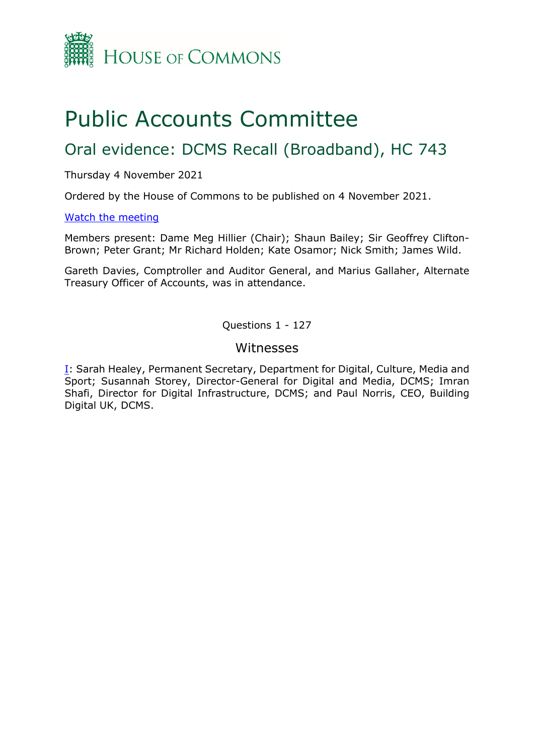# House of Commons

# Public Accounts Committee

## Oral evidence: DCMS Recall (Broadband), HC 743

Thursday 4 November 2021

Ordered by the House of Commons to be published on 4 November 2021.

[Watch the meeting]

Members present: Dame Meg Hillier (Chair); Shaun Bailey; Sir Geoffrey Clifton-Brown; Peter Grant; Mr Richard Holden; Kate Osamor; Nick Smith; James Wild.

Gareth Davies, Comptroller and Auditor General, and Marius Gallaher, Alternate Treasury Officer of Accounts, was in attendance.

Questions 1 - 127

### Witnesses

I: Sarah Healey, Permanent Secretary, Department for Digital, Culture, Media and Sport; Susannah Storey, Director-General for Digital and Media, DCMS; Imran Shafi, Director for Digital Infrastructure, DCMS; and Paul Norris, CEO, Building Digital UK, DCMS.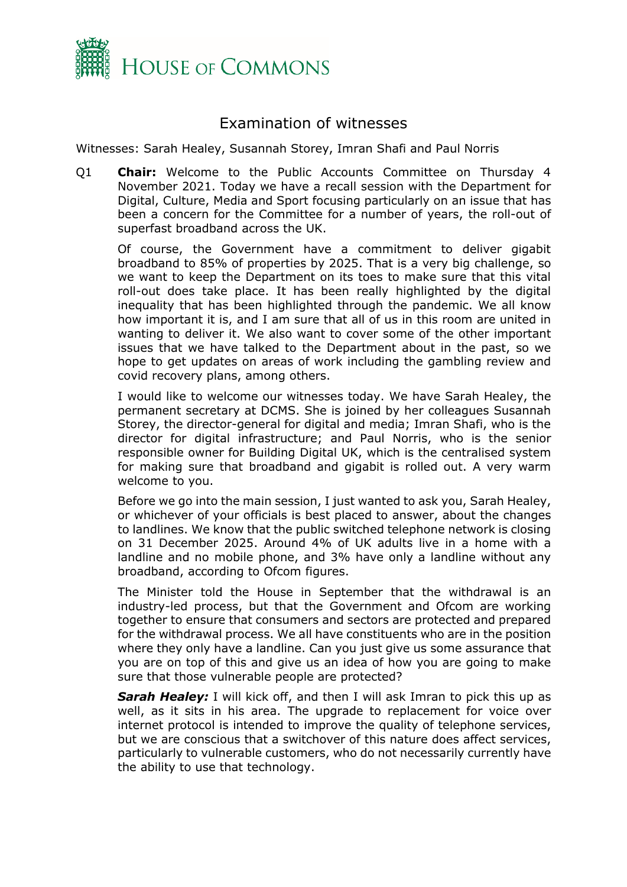# Examination of witnesses

Witnesses: Sarah Healey, Susannah Storey, Imran Shafi and Paul Norris

Q1 **Chair:** Welcome to the Public Accounts Committee on Thursday 4 November 2021. Today we have a recall session with the Department for Digital, Culture, Media and Sport focusing particularly on an issue that has been a concern for the Committee for a number of years, the roll-out of superfast broadband across the UK.

Of course, the Government have a commitment to deliver gigabit broadband to 85% of properties by 2025. That is a very big challenge, so we want to keep the Department on its toes to make sure that this vital roll-out does take place. It has been really highlighted by the digital inequality that has been highlighted through the pandemic. We all know how important it is, and I am sure that all of us in this room are united in wanting to deliver it. We also want to cover some of the other important issues that we have talked to the Department about in the past, so we hope to get updates on areas of work including the gambling review and covid recovery plans, among others.

I would like to welcome our witnesses today. We have Sarah Healey, the permanent secretary at DCMS. She is joined by her colleagues Susannah Storey, the director-general for digital and media; Imran Shafi, who is the director for digital infrastructure; and Paul Norris, who is the senior responsible owner for Building Digital UK, which is the centralised system for making sure that broadband and gigabit is rolled out. A very warm welcome to you.

Before we go into the main session, I just wanted to ask you, Sarah Healey, or whichever of your officials is best placed to answer, about the changes to landlines. We know that the public switched telephone network is closing on 31 December 2025. Around 4% of UK adults live in a home with a landline and no mobile phone, and 3% have only a landline without any broadband, according to Ofcom figures.

The Minister told the House in September that the withdrawal is an industry-led process, but that the Government and Ofcom are working together to ensure that consumers and sectors are protected and prepared for the withdrawal process. We all have constituents who are in the position where they only have a landline. Can you just give us some assurance that you are on top of this and give us an idea of how you are going to make sure that those vulnerable people are protected?

***Sarah Healey:*** I will kick off, and then I will ask Imran to pick this up as well, as it sits in his area. The upgrade to replacement for voice over internet protocol is intended to improve the quality of telephone services, but we are conscious that a switchover of this nature does affect services, particularly to vulnerable customers, who do not necessarily currently have the ability to use that technology.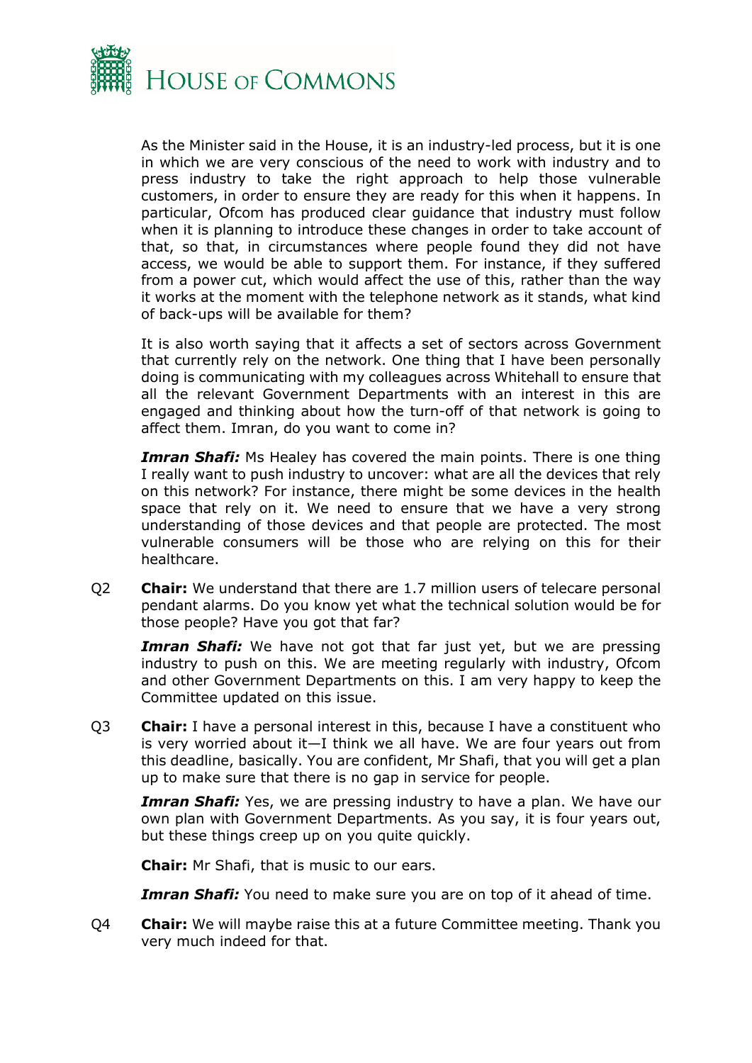As the Minister said in the House, it is an industry-led process, but it is one in which we are very conscious of the need to work with industry and to press industry to take the right approach to help those vulnerable customers, in order to ensure they are ready for this when it happens. In particular, Ofcom has produced clear guidance that industry must follow when it is planning to introduce these changes in order to take account of that, so that, in circumstances where people found they did not have access, we would be able to support them. For instance, if they suffered from a power cut, which would affect the use of this, rather than the way it works at the moment with the telephone network as it stands, what kind of back-ups will be available for them?

It is also worth saying that it affects a set of sectors across Government that currently rely on the network. One thing that I have been personally doing is communicating with my colleagues across Whitehall to ensure that all the relevant Government Departments with an interest in this are engaged and thinking about how the turn-off of that network is going to affect them. Imran, do you want to come in?

***Imran Shafi:*** Ms Healey has covered the main points. There is one thing I really want to push industry to uncover: what are all the devices that rely on this network? For instance, there might be some devices in the health space that rely on it. We need to ensure that we have a very strong understanding of those devices and that people are protected. The most vulnerable consumers will be those who are relying on this for their healthcare.

Q2 **Chair:** We understand that there are 1.7 million users of telecare personal pendant alarms. Do you know yet what the technical solution would be for those people? Have you got that far?

***Imran Shafi:*** We have not got that far just yet, but we are pressing industry to push on this. We are meeting regularly with industry, Ofcom and other Government Departments on this. I am very happy to keep the Committee updated on this issue.

Q3 **Chair:** I have a personal interest in this, because I have a constituent who is very worried about it—I think we all have. We are four years out from this deadline, basically. You are confident, Mr Shafi, that you will get a plan up to make sure that there is no gap in service for people.

***Imran Shafi:*** Yes, we are pressing industry to have a plan. We have our own plan with Government Departments. As you say, it is four years out, but these things creep up on you quite quickly.

**Chair:** Mr Shafi, that is music to our ears.

***Imran Shafi:*** You need to make sure you are on top of it ahead of time.

Q4 **Chair:** We will maybe raise this at a future Committee meeting. Thank you very much indeed for that.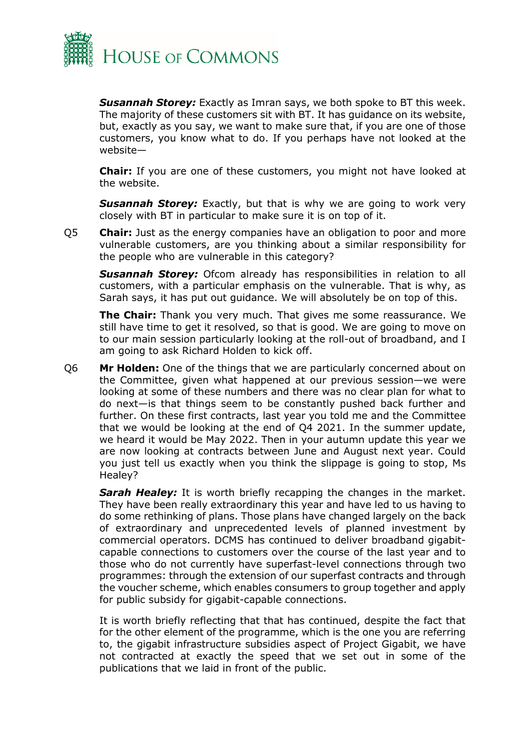***Susannah Storey:*** Exactly as Imran says, we both spoke to BT this week. The majority of these customers sit with BT. It has guidance on its website, but, exactly as you say, we want to make sure that, if you are one of those customers, you know what to do. If you perhaps have not looked at the website—

**Chair:** If you are one of these customers, you might not have looked at the website.

***Susannah Storey:*** Exactly, but that is why we are going to work very closely with BT in particular to make sure it is on top of it.

Q5 **Chair:** Just as the energy companies have an obligation to poor and more vulnerable customers, are you thinking about a similar responsibility for the people who are vulnerable in this category?

***Susannah Storey:*** Ofcom already has responsibilities in relation to all customers, with a particular emphasis on the vulnerable. That is why, as Sarah says, it has put out guidance. We will absolutely be on top of this.

**The Chair:** Thank you very much. That gives me some reassurance. We still have time to get it resolved, so that is good. We are going to move on to our main session particularly looking at the roll-out of broadband, and I am going to ask Richard Holden to kick off.

Q6 **Mr Holden:** One of the things that we are particularly concerned about on the Committee, given what happened at our previous session—we were looking at some of these numbers and there was no clear plan for what to do next—is that things seem to be constantly pushed back further and further. On these first contracts, last year you told me and the Committee that we would be looking at the end of Q4 2021. In the summer update, we heard it would be May 2022. Then in your autumn update this year we are now looking at contracts between June and August next year. Could you just tell us exactly when you think the slippage is going to stop, Ms Healey?

***Sarah Healey:*** It is worth briefly recapping the changes in the market. They have been really extraordinary this year and have led to us having to do some rethinking of plans. Those plans have changed largely on the back of extraordinary and unprecedented levels of planned investment by commercial operators. DCMS has continued to deliver broadband gigabit-capable connections to customers over the course of the last year and to those who do not currently have superfast-level connections through two programmes: through the extension of our superfast contracts and through the voucher scheme, which enables consumers to group together and apply for public subsidy for gigabit-capable connections.

It is worth briefly reflecting that that has continued, despite the fact that for the other element of the programme, which is the one you are referring to, the gigabit infrastructure subsidies aspect of Project Gigabit, we have not contracted at exactly the speed that we set out in some of the publications that we laid in front of the public.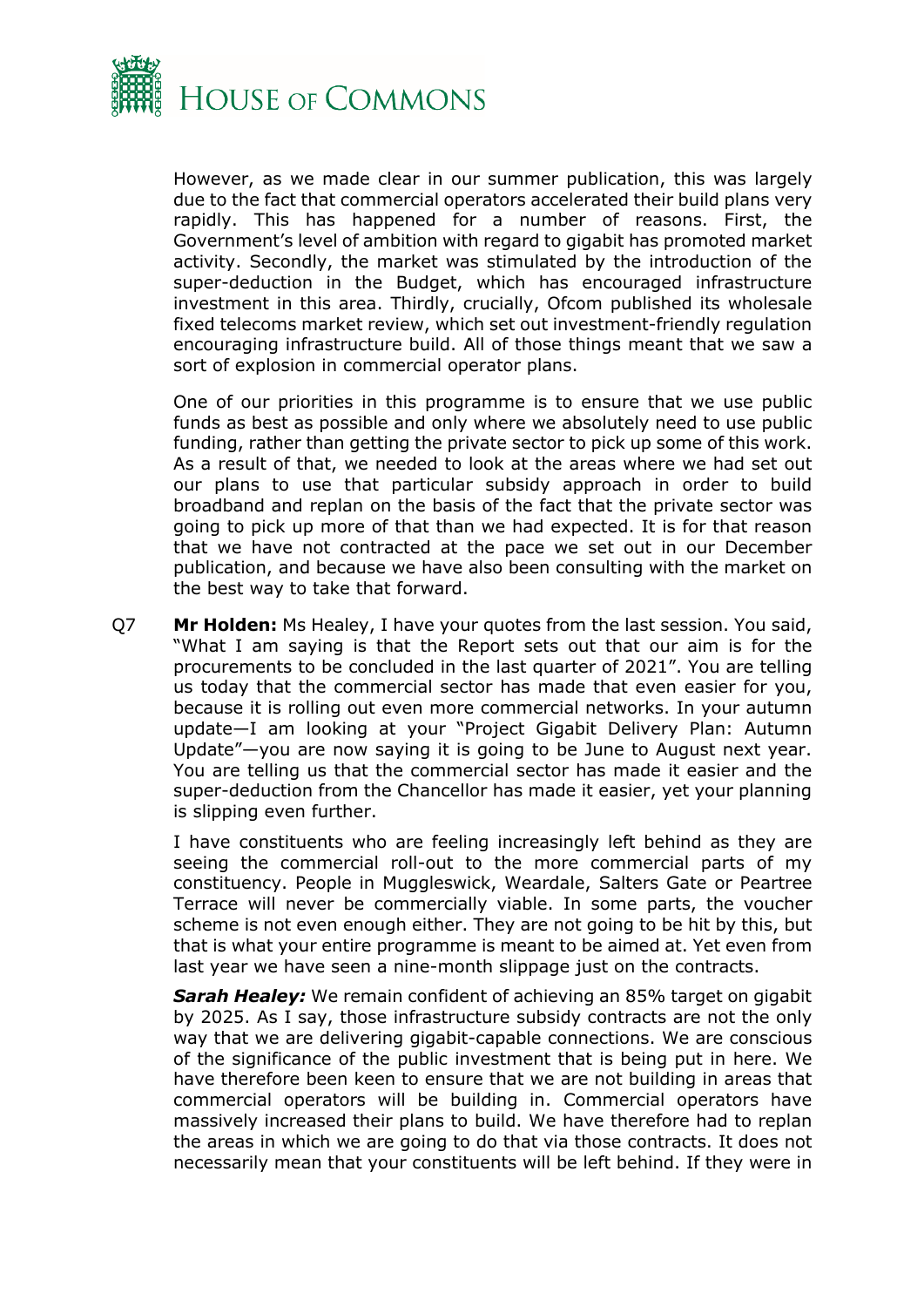However, as we made clear in our summer publication, this was largely due to the fact that commercial operators accelerated their build plans very rapidly. This has happened for a number of reasons. First, the Government's level of ambition with regard to gigabit has promoted market activity. Secondly, the market was stimulated by the introduction of the super-deduction in the Budget, which has encouraged infrastructure investment in this area. Thirdly, crucially, Ofcom published its wholesale fixed telecoms market review, which set out investment-friendly regulation encouraging infrastructure build. All of those things meant that we saw a sort of explosion in commercial operator plans.

One of our priorities in this programme is to ensure that we use public funds as best as possible and only where we absolutely need to use public funding, rather than getting the private sector to pick up some of this work. As a result of that, we needed to look at the areas where we had set out our plans to use that particular subsidy approach in order to build broadband and replan on the basis of the fact that the private sector was going to pick up more of that than we had expected. It is for that reason that we have not contracted at the pace we set out in our December publication, and because we have also been consulting with the market on the best way to take that forward.

Q7 **Mr Holden:** Ms Healey, I have your quotes from the last session. You said, "What I am saying is that the Report sets out that our aim is for the procurements to be concluded in the last quarter of 2021". You are telling us today that the commercial sector has made that even easier for you, because it is rolling out even more commercial networks. In your autumn update—I am looking at your "Project Gigabit Delivery Plan: Autumn Update"—you are now saying it is going to be June to August next year. You are telling us that the commercial sector has made it easier and the super-deduction from the Chancellor has made it easier, yet your planning is slipping even further.

I have constituents who are feeling increasingly left behind as they are seeing the commercial roll-out to the more commercial parts of my constituency. People in Muggleswick, Weardale, Salters Gate or Peartree Terrace will never be commercially viable. In some parts, the voucher scheme is not even enough either. They are not going to be hit by this, but that is what your entire programme is meant to be aimed at. Yet even from last year we have seen a nine-month slippage just on the contracts.

***Sarah Healey:*** We remain confident of achieving an 85% target on gigabit by 2025. As I say, those infrastructure subsidy contracts are not the only way that we are delivering gigabit-capable connections. We are conscious of the significance of the public investment that is being put in here. We have therefore been keen to ensure that we are not building in areas that commercial operators will be building in. Commercial operators have massively increased their plans to build. We have therefore had to replan the areas in which we are going to do that via those contracts. It does not necessarily mean that your constituents will be left behind. If they were in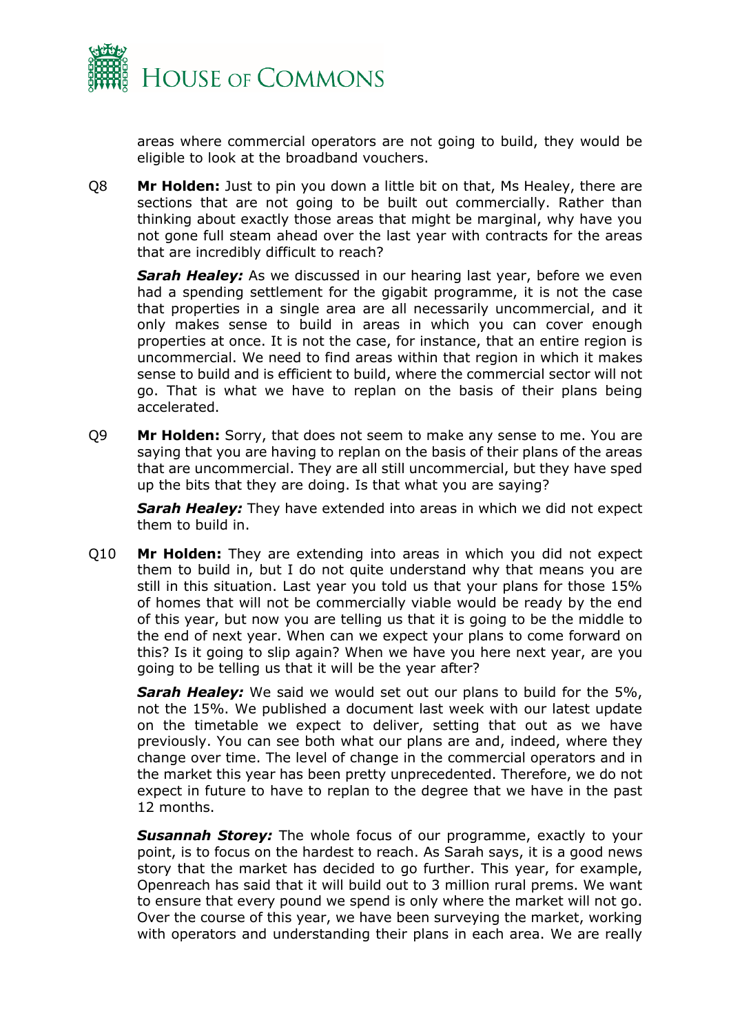areas where commercial operators are not going to build, they would be eligible to look at the broadband vouchers.

Q8 **Mr Holden:** Just to pin you down a little bit on that, Ms Healey, there are sections that are not going to be built out commercially. Rather than thinking about exactly those areas that might be marginal, why have you not gone full steam ahead over the last year with contracts for the areas that are incredibly difficult to reach?

***Sarah Healey:*** As we discussed in our hearing last year, before we even had a spending settlement for the gigabit programme, it is not the case that properties in a single area are all necessarily uncommercial, and it only makes sense to build in areas in which you can cover enough properties at once. It is not the case, for instance, that an entire region is uncommercial. We need to find areas within that region in which it makes sense to build and is efficient to build, where the commercial sector will not go. That is what we have to replan on the basis of their plans being accelerated.

Q9 **Mr Holden:** Sorry, that does not seem to make any sense to me. You are saying that you are having to replan on the basis of their plans of the areas that are uncommercial. They are all still uncommercial, but they have sped up the bits that they are doing. Is that what you are saying?

***Sarah Healey:*** They have extended into areas in which we did not expect them to build in.

Q10 **Mr Holden:** They are extending into areas in which you did not expect them to build in, but I do not quite understand why that means you are still in this situation. Last year you told us that your plans for those 15% of homes that will not be commercially viable would be ready by the end of this year, but now you are telling us that it is going to be the middle to the end of next year. When can we expect your plans to come forward on this? Is it going to slip again? When we have you here next year, are you going to be telling us that it will be the year after?

***Sarah Healey:*** We said we would set out our plans to build for the 5%, not the 15%. We published a document last week with our latest update on the timetable we expect to deliver, setting that out as we have previously. You can see both what our plans are and, indeed, where they change over time. The level of change in the commercial operators and in the market this year has been pretty unprecedented. Therefore, we do not expect in future to have to replan to the degree that we have in the past 12 months.

***Susannah Storey:*** The whole focus of our programme, exactly to your point, is to focus on the hardest to reach. As Sarah says, it is a good news story that the market has decided to go further. This year, for example, Openreach has said that it will build out to 3 million rural prems. We want to ensure that every pound we spend is only where the market will not go. Over the course of this year, we have been surveying the market, working with operators and understanding their plans in each area. We are really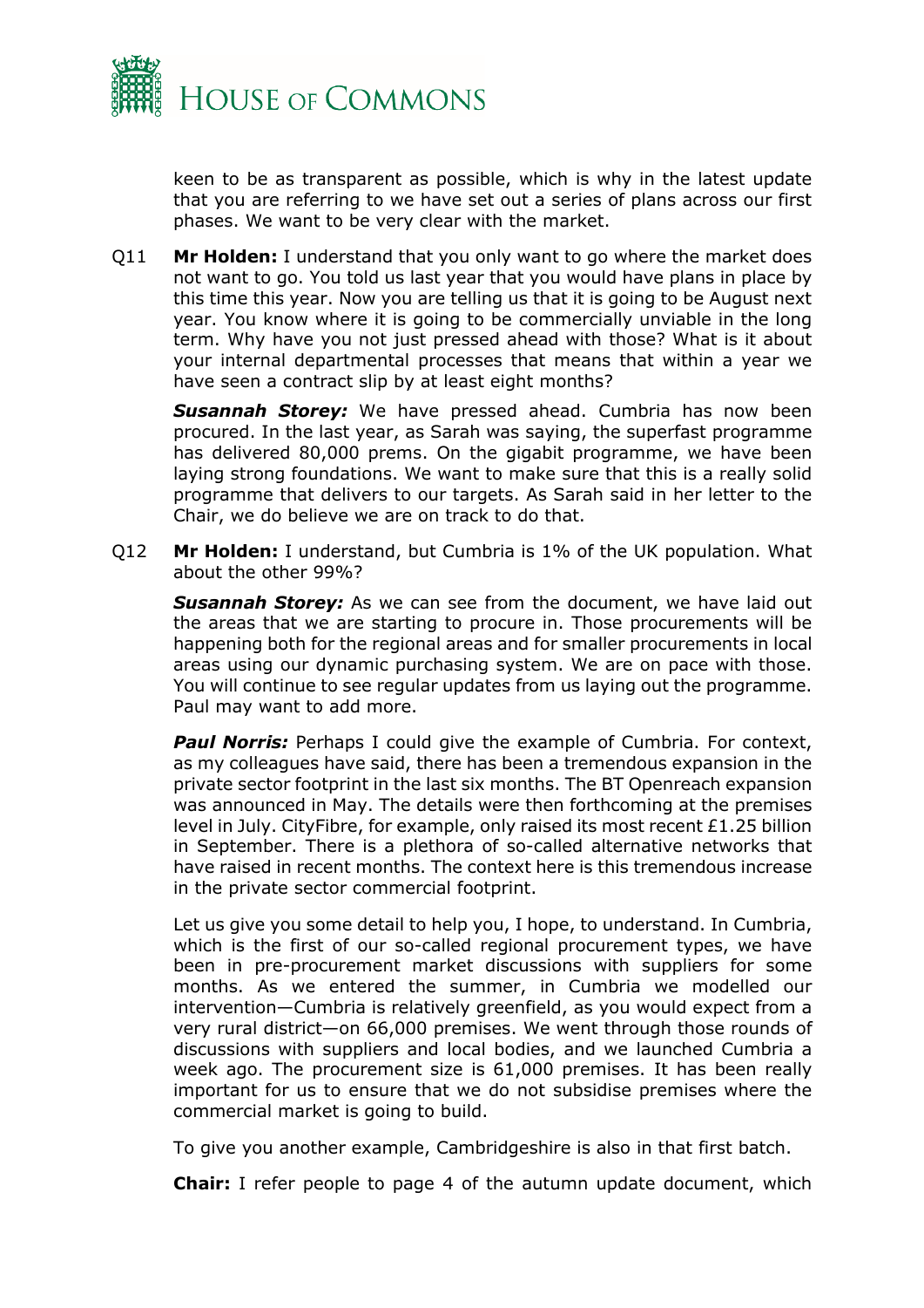keen to be as transparent as possible, which is why in the latest update that you are referring to we have set out a series of plans across our first phases. We want to be very clear with the market.

Q11 **Mr Holden:** I understand that you only want to go where the market does not want to go. You told us last year that you would have plans in place by this time this year. Now you are telling us that it is going to be August next year. You know where it is going to be commercially unviable in the long term. Why have you not just pressed ahead with those? What is it about your internal departmental processes that means that within a year we have seen a contract slip by at least eight months?

***Susannah Storey:*** We have pressed ahead. Cumbria has now been procured. In the last year, as Sarah was saying, the superfast programme has delivered 80,000 prems. On the gigabit programme, we have been laying strong foundations. We want to make sure that this is a really solid programme that delivers to our targets. As Sarah said in her letter to the Chair, we do believe we are on track to do that.

Q12 **Mr Holden:** I understand, but Cumbria is 1% of the UK population. What about the other 99%?

***Susannah Storey:*** As we can see from the document, we have laid out the areas that we are starting to procure in. Those procurements will be happening both for the regional areas and for smaller procurements in local areas using our dynamic purchasing system. We are on pace with those. You will continue to see regular updates from us laying out the programme. Paul may want to add more.

***Paul Norris:*** Perhaps I could give the example of Cumbria. For context, as my colleagues have said, there has been a tremendous expansion in the private sector footprint in the last six months. The BT Openreach expansion was announced in May. The details were then forthcoming at the premises level in July. CityFibre, for example, only raised its most recent £1.25 billion in September. There is a plethora of so-called alternative networks that have raised in recent months. The context here is this tremendous increase in the private sector commercial footprint.

Let us give you some detail to help you, I hope, to understand. In Cumbria, which is the first of our so-called regional procurement types, we have been in pre-procurement market discussions with suppliers for some months. As we entered the summer, in Cumbria we modelled our intervention—Cumbria is relatively greenfield, as you would expect from a very rural district—on 66,000 premises. We went through those rounds of discussions with suppliers and local bodies, and we launched Cumbria a week ago. The procurement size is 61,000 premises. It has been really important for us to ensure that we do not subsidise premises where the commercial market is going to build.

To give you another example, Cambridgeshire is also in that first batch.

**Chair:** I refer people to page 4 of the autumn update document, which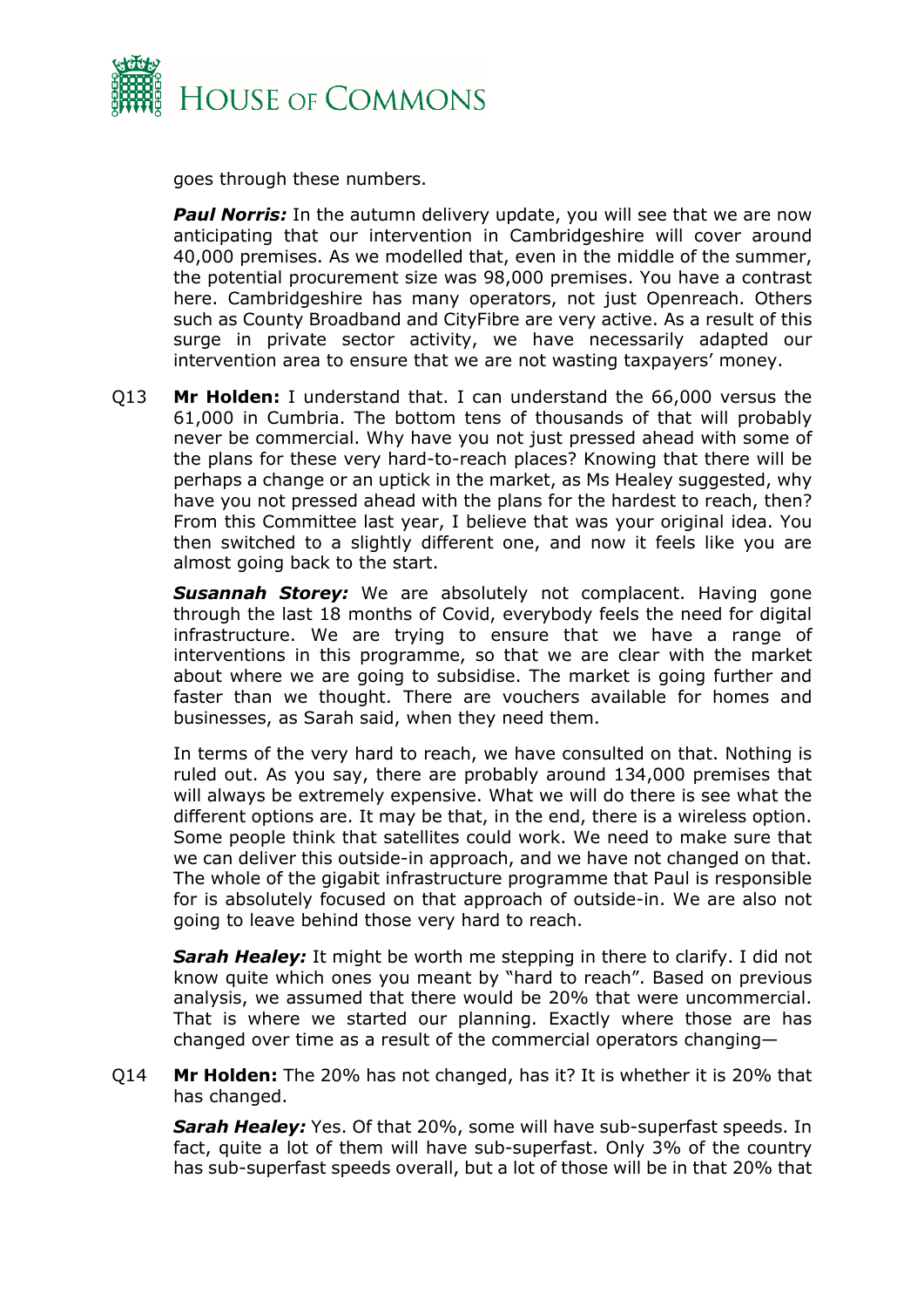goes through these numbers.

***Paul Norris:*** In the autumn delivery update, you will see that we are now anticipating that our intervention in Cambridgeshire will cover around 40,000 premises. As we modelled that, even in the middle of the summer, the potential procurement size was 98,000 premises. You have a contrast here. Cambridgeshire has many operators, not just Openreach. Others such as County Broadband and CityFibre are very active. As a result of this surge in private sector activity, we have necessarily adapted our intervention area to ensure that we are not wasting taxpayers' money.

Q13 **Mr Holden:** I understand that. I can understand the 66,000 versus the 61,000 in Cumbria. The bottom tens of thousands of that will probably never be commercial. Why have you not just pressed ahead with some of the plans for these very hard-to-reach places? Knowing that there will be perhaps a change or an uptick in the market, as Ms Healey suggested, why have you not pressed ahead with the plans for the hardest to reach, then? From this Committee last year, I believe that was your original idea. You then switched to a slightly different one, and now it feels like you are almost going back to the start.

***Susannah Storey:*** We are absolutely not complacent. Having gone through the last 18 months of Covid, everybody feels the need for digital infrastructure. We are trying to ensure that we have a range of interventions in this programme, so that we are clear with the market about where we are going to subsidise. The market is going further and faster than we thought. There are vouchers available for homes and businesses, as Sarah said, when they need them.

In terms of the very hard to reach, we have consulted on that. Nothing is ruled out. As you say, there are probably around 134,000 premises that will always be extremely expensive. What we will do there is see what the different options are. It may be that, in the end, there is a wireless option. Some people think that satellites could work. We need to make sure that we can deliver this outside-in approach, and we have not changed on that. The whole of the gigabit infrastructure programme that Paul is responsible for is absolutely focused on that approach of outside-in. We are also not going to leave behind those very hard to reach.

***Sarah Healey:*** It might be worth me stepping in there to clarify. I did not know quite which ones you meant by "hard to reach". Based on previous analysis, we assumed that there would be 20% that were uncommercial. That is where we started our planning. Exactly where those are has changed over time as a result of the commercial operators changing—

Q14 **Mr Holden:** The 20% has not changed, has it? It is whether it is 20% that has changed.

***Sarah Healey:*** Yes. Of that 20%, some will have sub-superfast speeds. In fact, quite a lot of them will have sub-superfast. Only 3% of the country has sub-superfast speeds overall, but a lot of those will be in that 20% that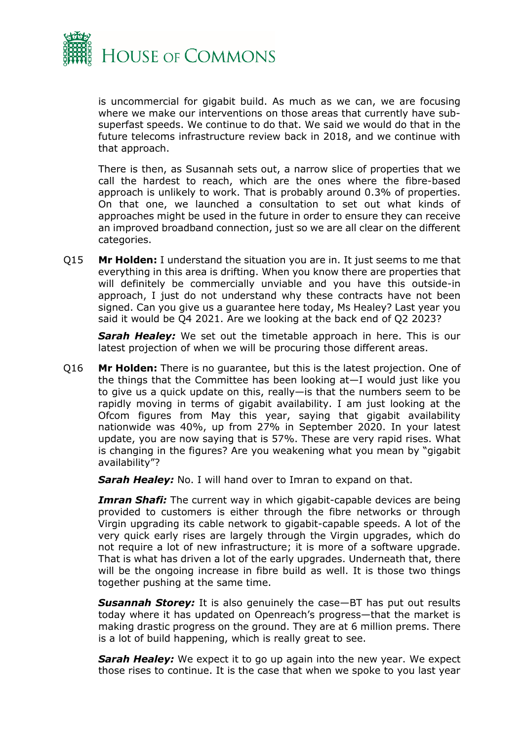is uncommercial for gigabit build. As much as we can, we are focusing where we make our interventions on those areas that currently have sub-superfast speeds. We continue to do that. We said we would do that in the future telecoms infrastructure review back in 2018, and we continue with that approach.

There is then, as Susannah sets out, a narrow slice of properties that we call the hardest to reach, which are the ones where the fibre-based approach is unlikely to work. That is probably around 0.3% of properties. On that one, we launched a consultation to set out what kinds of approaches might be used in the future in order to ensure they can receive an improved broadband connection, just so we are all clear on the different categories.

Q15 **Mr Holden:** I understand the situation you are in. It just seems to me that everything in this area is drifting. When you know there are properties that will definitely be commercially unviable and you have this outside-in approach, I just do not understand why these contracts have not been signed. Can you give us a guarantee here today, Ms Healey? Last year you said it would be Q4 2021. Are we looking at the back end of Q2 2023?

***Sarah Healey:*** We set out the timetable approach in here. This is our latest projection of when we will be procuring those different areas.

Q16 **Mr Holden:** There is no guarantee, but this is the latest projection. One of the things that the Committee has been looking at—I would just like you to give us a quick update on this, really—is that the numbers seem to be rapidly moving in terms of gigabit availability. I am just looking at the Ofcom figures from May this year, saying that gigabit availability nationwide was 40%, up from 27% in September 2020. In your latest update, you are now saying that is 57%. These are very rapid rises. What is changing in the figures? Are you weakening what you mean by "gigabit availability"?

***Sarah Healey:*** No. I will hand over to Imran to expand on that.

***Imran Shafi:*** The current way in which gigabit-capable devices are being provided to customers is either through the fibre networks or through Virgin upgrading its cable network to gigabit-capable speeds. A lot of the very quick early rises are largely through the Virgin upgrades, which do not require a lot of new infrastructure; it is more of a software upgrade. That is what has driven a lot of the early upgrades. Underneath that, there will be the ongoing increase in fibre build as well. It is those two things together pushing at the same time.

***Susannah Storey:*** It is also genuinely the case—BT has put out results today where it has updated on Openreach's progress—that the market is making drastic progress on the ground. They are at 6 million prems. There is a lot of build happening, which is really great to see.

***Sarah Healey:*** We expect it to go up again into the new year. We expect those rises to continue. It is the case that when we spoke to you last year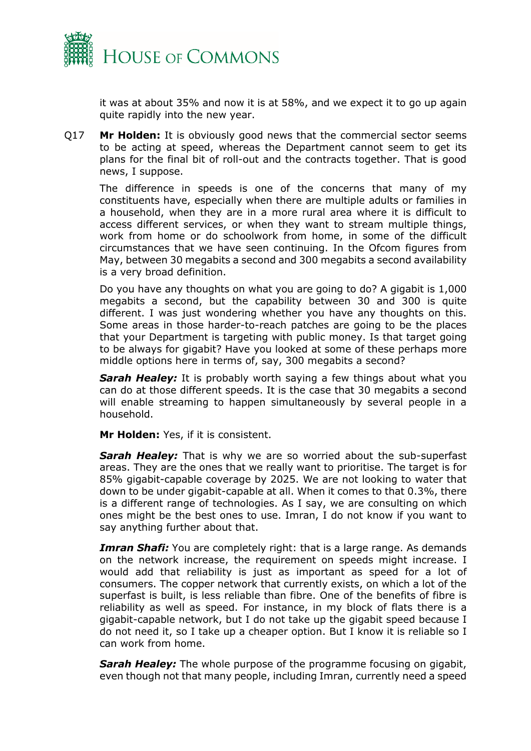it was at about 35% and now it is at 58%, and we expect it to go up again quite rapidly into the new year.

Q17 **Mr Holden:** It is obviously good news that the commercial sector seems to be acting at speed, whereas the Department cannot seem to get its plans for the final bit of roll-out and the contracts together. That is good news, I suppose.

The difference in speeds is one of the concerns that many of my constituents have, especially when there are multiple adults or families in a household, when they are in a more rural area where it is difficult to access different services, or when they want to stream multiple things, work from home or do schoolwork from home, in some of the difficult circumstances that we have seen continuing. In the Ofcom figures from May, between 30 megabits a second and 300 megabits a second availability is a very broad definition.

Do you have any thoughts on what you are going to do? A gigabit is 1,000 megabits a second, but the capability between 30 and 300 is quite different. I was just wondering whether you have any thoughts on this. Some areas in those harder-to-reach patches are going to be the places that your Department is targeting with public money. Is that target going to be always for gigabit? Have you looked at some of these perhaps more middle options here in terms of, say, 300 megabits a second?

***Sarah Healey:*** It is probably worth saying a few things about what you can do at those different speeds. It is the case that 30 megabits a second will enable streaming to happen simultaneously by several people in a household.

**Mr Holden:** Yes, if it is consistent.

***Sarah Healey:*** That is why we are so worried about the sub-superfast areas. They are the ones that we really want to prioritise. The target is for 85% gigabit-capable coverage by 2025. We are not looking to water that down to be under gigabit-capable at all. When it comes to that 0.3%, there is a different range of technologies. As I say, we are consulting on which ones might be the best ones to use. Imran, I do not know if you want to say anything further about that.

***Imran Shafi:*** You are completely right: that is a large range. As demands on the network increase, the requirement on speeds might increase. I would add that reliability is just as important as speed for a lot of consumers. The copper network that currently exists, on which a lot of the superfast is built, is less reliable than fibre. One of the benefits of fibre is reliability as well as speed. For instance, in my block of flats there is a gigabit-capable network, but I do not take up the gigabit speed because I do not need it, so I take up a cheaper option. But I know it is reliable so I can work from home.

***Sarah Healey:*** The whole purpose of the programme focusing on gigabit, even though not that many people, including Imran, currently need a speed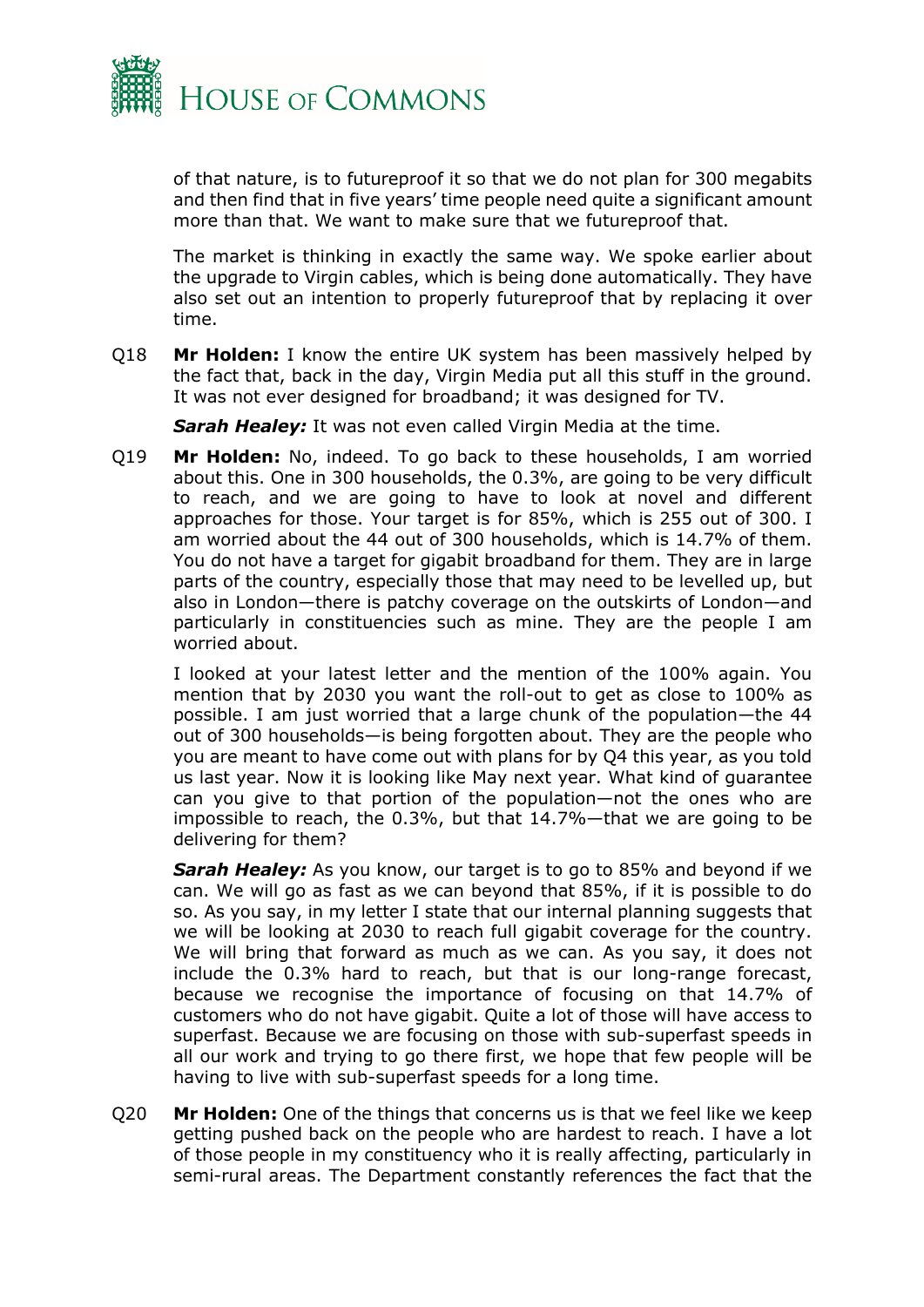of that nature, is to futureproof it so that we do not plan for 300 megabits and then find that in five years' time people need quite a significant amount more than that. We want to make sure that we futureproof that.

The market is thinking in exactly the same way. We spoke earlier about the upgrade to Virgin cables, which is being done automatically. They have also set out an intention to properly futureproof that by replacing it over time.

Q18 **Mr Holden:** I know the entire UK system has been massively helped by the fact that, back in the day, Virgin Media put all this stuff in the ground. It was not ever designed for broadband; it was designed for TV.

***Sarah Healey:*** It was not even called Virgin Media at the time.

Q19 **Mr Holden:** No, indeed. To go back to these households, I am worried about this. One in 300 households, the 0.3%, are going to be very difficult to reach, and we are going to have to look at novel and different approaches for those. Your target is for 85%, which is 255 out of 300. I am worried about the 44 out of 300 households, which is 14.7% of them. You do not have a target for gigabit broadband for them. They are in large parts of the country, especially those that may need to be levelled up, but also in London—there is patchy coverage on the outskirts of London—and particularly in constituencies such as mine. They are the people I am worried about.

I looked at your latest letter and the mention of the 100% again. You mention that by 2030 you want the roll-out to get as close to 100% as possible. I am just worried that a large chunk of the population—the 44 out of 300 households—is being forgotten about. They are the people who you are meant to have come out with plans for by Q4 this year, as you told us last year. Now it is looking like May next year. What kind of guarantee can you give to that portion of the population—not the ones who are impossible to reach, the 0.3%, but that 14.7%—that we are going to be delivering for them?

***Sarah Healey:*** As you know, our target is to go to 85% and beyond if we can. We will go as fast as we can beyond that 85%, if it is possible to do so. As you say, in my letter I state that our internal planning suggests that we will be looking at 2030 to reach full gigabit coverage for the country. We will bring that forward as much as we can. As you say, it does not include the 0.3% hard to reach, but that is our long-range forecast, because we recognise the importance of focusing on that 14.7% of customers who do not have gigabit. Quite a lot of those will have access to superfast. Because we are focusing on those with sub-superfast speeds in all our work and trying to go there first, we hope that few people will be having to live with sub-superfast speeds for a long time.

Q20 **Mr Holden:** One of the things that concerns us is that we feel like we keep getting pushed back on the people who are hardest to reach. I have a lot of those people in my constituency who it is really affecting, particularly in semi-rural areas. The Department constantly references the fact that the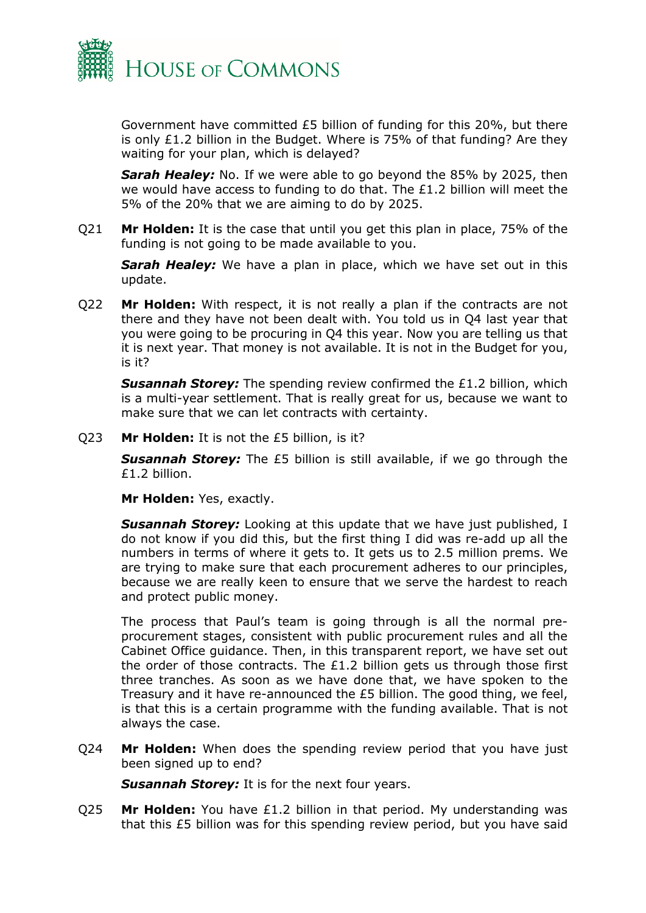Government have committed £5 billion of funding for this 20%, but there is only £1.2 billion in the Budget. Where is 75% of that funding? Are they waiting for your plan, which is delayed?

***Sarah Healey:*** No. If we were able to go beyond the 85% by 2025, then we would have access to funding to do that. The £1.2 billion will meet the 5% of the 20% that we are aiming to do by 2025.

Q21 **Mr Holden:** It is the case that until you get this plan in place, 75% of the funding is not going to be made available to you.

***Sarah Healey:*** We have a plan in place, which we have set out in this update.

Q22 **Mr Holden:** With respect, it is not really a plan if the contracts are not there and they have not been dealt with. You told us in Q4 last year that you were going to be procuring in Q4 this year. Now you are telling us that it is next year. That money is not available. It is not in the Budget for you, is it?

***Susannah Storey:*** The spending review confirmed the £1.2 billion, which is a multi-year settlement. That is really great for us, because we want to make sure that we can let contracts with certainty.

Q23 **Mr Holden:** It is not the £5 billion, is it?

***Susannah Storey:*** The £5 billion is still available, if we go through the £1.2 billion.

**Mr Holden:** Yes, exactly.

***Susannah Storey:*** Looking at this update that we have just published, I do not know if you did this, but the first thing I did was re-add up all the numbers in terms of where it gets to. It gets us to 2.5 million prems. We are trying to make sure that each procurement adheres to our principles, because we are really keen to ensure that we serve the hardest to reach and protect public money.

The process that Paul's team is going through is all the normal pre-procurement stages, consistent with public procurement rules and all the Cabinet Office guidance. Then, in this transparent report, we have set out the order of those contracts. The £1.2 billion gets us through those first three tranches. As soon as we have done that, we have spoken to the Treasury and it have re-announced the £5 billion. The good thing, we feel, is that this is a certain programme with the funding available. That is not always the case.

Q24 **Mr Holden:** When does the spending review period that you have just been signed up to end?

***Susannah Storey:*** It is for the next four years.

Q25 **Mr Holden:** You have £1.2 billion in that period. My understanding was that this £5 billion was for this spending review period, but you have said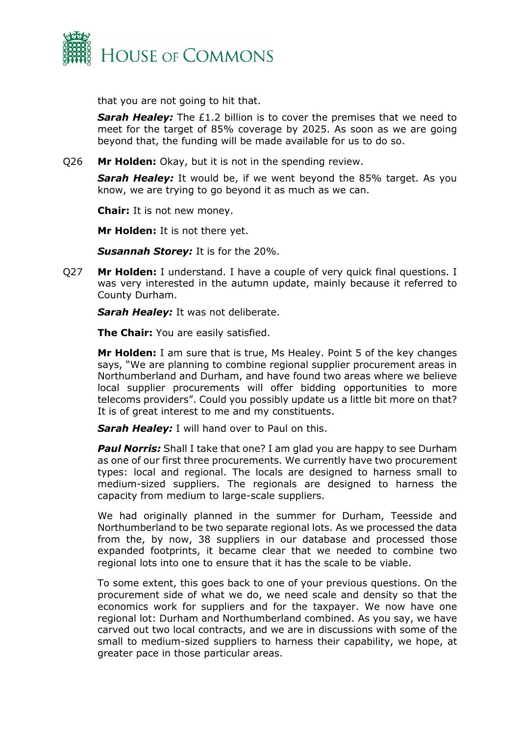that you are not going to hit that.

***Sarah Healey:*** The £1.2 billion is to cover the premises that we need to meet for the target of 85% coverage by 2025. As soon as we are going beyond that, the funding will be made available for us to do so.

Q26 **Mr Holden:** Okay, but it is not in the spending review.

***Sarah Healey:*** It would be, if we went beyond the 85% target. As you know, we are trying to go beyond it as much as we can.

**Chair:** It is not new money.

**Mr Holden:** It is not there yet.

***Susannah Storey:*** It is for the 20%.

Q27 **Mr Holden:** I understand. I have a couple of very quick final questions. I was very interested in the autumn update, mainly because it referred to County Durham.

***Sarah Healey:*** It was not deliberate.

**The Chair:** You are easily satisfied.

**Mr Holden:** I am sure that is true, Ms Healey. Point 5 of the key changes says, "We are planning to combine regional supplier procurement areas in Northumberland and Durham, and have found two areas where we believe local supplier procurements will offer bidding opportunities to more telecoms providers". Could you possibly update us a little bit more on that? It is of great interest to me and my constituents.

***Sarah Healey:*** I will hand over to Paul on this.

***Paul Norris:*** Shall I take that one? I am glad you are happy to see Durham as one of our first three procurements. We currently have two procurement types: local and regional. The locals are designed to harness small to medium-sized suppliers. The regionals are designed to harness the capacity from medium to large-scale suppliers.

We had originally planned in the summer for Durham, Teesside and Northumberland to be two separate regional lots. As we processed the data from the, by now, 38 suppliers in our database and processed those expanded footprints, it became clear that we needed to combine two regional lots into one to ensure that it has the scale to be viable.

To some extent, this goes back to one of your previous questions. On the procurement side of what we do, we need scale and density so that the economics work for suppliers and for the taxpayer. We now have one regional lot: Durham and Northumberland combined. As you say, we have carved out two local contracts, and we are in discussions with some of the small to medium-sized suppliers to harness their capability, we hope, at greater pace in those particular areas.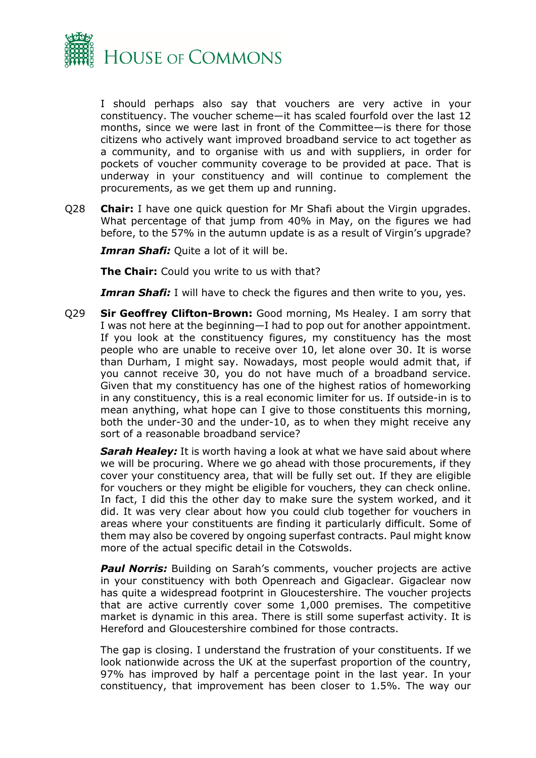I should perhaps also say that vouchers are very active in your constituency. The voucher scheme—it has scaled fourfold over the last 12 months, since we were last in front of the Committee—is there for those citizens who actively want improved broadband service to act together as a community, and to organise with us and with suppliers, in order for pockets of voucher community coverage to be provided at pace. That is underway in your constituency and will continue to complement the procurements, as we get them up and running.

Q28 **Chair:** I have one quick question for Mr Shafi about the Virgin upgrades. What percentage of that jump from 40% in May, on the figures we had before, to the 57% in the autumn update is as a result of Virgin's upgrade?

***Imran Shafi:*** Quite a lot of it will be.

**The Chair:** Could you write to us with that?

***Imran Shafi:*** I will have to check the figures and then write to you, yes.

Q29 **Sir Geoffrey Clifton-Brown:** Good morning, Ms Healey. I am sorry that I was not here at the beginning—I had to pop out for another appointment. If you look at the constituency figures, my constituency has the most people who are unable to receive over 10, let alone over 30. It is worse than Durham, I might say. Nowadays, most people would admit that, if you cannot receive 30, you do not have much of a broadband service. Given that my constituency has one of the highest ratios of homeworking in any constituency, this is a real economic limiter for us. If outside-in is to mean anything, what hope can I give to those constituents this morning, both the under-30 and the under-10, as to when they might receive any sort of a reasonable broadband service?

***Sarah Healey:*** It is worth having a look at what we have said about where we will be procuring. Where we go ahead with those procurements, if they cover your constituency area, that will be fully set out. If they are eligible for vouchers or they might be eligible for vouchers, they can check online. In fact, I did this the other day to make sure the system worked, and it did. It was very clear about how you could club together for vouchers in areas where your constituents are finding it particularly difficult. Some of them may also be covered by ongoing superfast contracts. Paul might know more of the actual specific detail in the Cotswolds.

***Paul Norris:*** Building on Sarah's comments, voucher projects are active in your constituency with both Openreach and Gigaclear. Gigaclear now has quite a widespread footprint in Gloucestershire. The voucher projects that are active currently cover some 1,000 premises. The competitive market is dynamic in this area. There is still some superfast activity. It is Hereford and Gloucestershire combined for those contracts.

The gap is closing. I understand the frustration of your constituents. If we look nationwide across the UK at the superfast proportion of the country, 97% has improved by half a percentage point in the last year. In your constituency, that improvement has been closer to 1.5%. The way our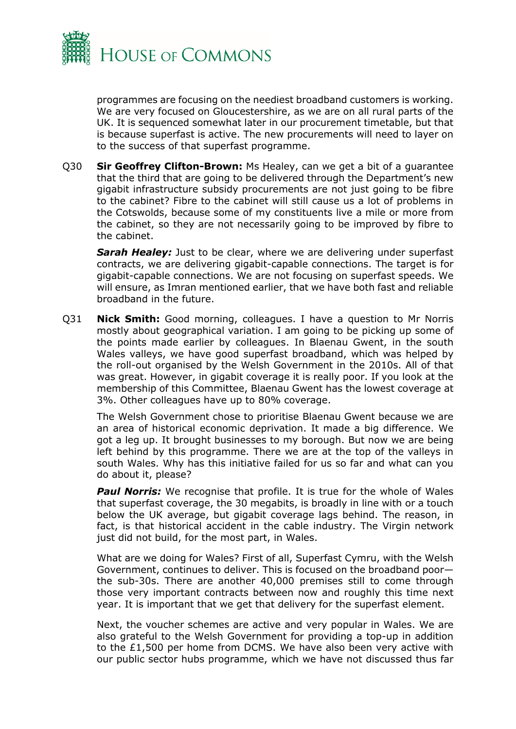programmes are focusing on the neediest broadband customers is working. We are very focused on Gloucestershire, as we are on all rural parts of the UK. It is sequenced somewhat later in our procurement timetable, but that is because superfast is active. The new procurements will need to layer on to the success of that superfast programme.

Q30 **Sir Geoffrey Clifton-Brown:** Ms Healey, can we get a bit of a guarantee that the third that are going to be delivered through the Department's new gigabit infrastructure subsidy procurements are not just going to be fibre to the cabinet? Fibre to the cabinet will still cause us a lot of problems in the Cotswolds, because some of my constituents live a mile or more from the cabinet, so they are not necessarily going to be improved by fibre to the cabinet.

***Sarah Healey:*** Just to be clear, where we are delivering under superfast contracts, we are delivering gigabit-capable connections. The target is for gigabit-capable connections. We are not focusing on superfast speeds. We will ensure, as Imran mentioned earlier, that we have both fast and reliable broadband in the future.

Q31 **Nick Smith:** Good morning, colleagues. I have a question to Mr Norris mostly about geographical variation. I am going to be picking up some of the points made earlier by colleagues. In Blaenau Gwent, in the south Wales valleys, we have good superfast broadband, which was helped by the roll-out organised by the Welsh Government in the 2010s. All of that was great. However, in gigabit coverage it is really poor. If you look at the membership of this Committee, Blaenau Gwent has the lowest coverage at 3%. Other colleagues have up to 80% coverage.

The Welsh Government chose to prioritise Blaenau Gwent because we are an area of historical economic deprivation. It made a big difference. We got a leg up. It brought businesses to my borough. But now we are being left behind by this programme. There we are at the top of the valleys in south Wales. Why has this initiative failed for us so far and what can you do about it, please?

***Paul Norris:*** We recognise that profile. It is true for the whole of Wales that superfast coverage, the 30 megabits, is broadly in line with or a touch below the UK average, but gigabit coverage lags behind. The reason, in fact, is that historical accident in the cable industry. The Virgin network just did not build, for the most part, in Wales.

What are we doing for Wales? First of all, Superfast Cymru, with the Welsh Government, continues to deliver. This is focused on the broadband poor—the sub-30s. There are another 40,000 premises still to come through those very important contracts between now and roughly this time next year. It is important that we get that delivery for the superfast element.

Next, the voucher schemes are active and very popular in Wales. We are also grateful to the Welsh Government for providing a top-up in addition to the £1,500 per home from DCMS. We have also been very active with our public sector hubs programme, which we have not discussed thus far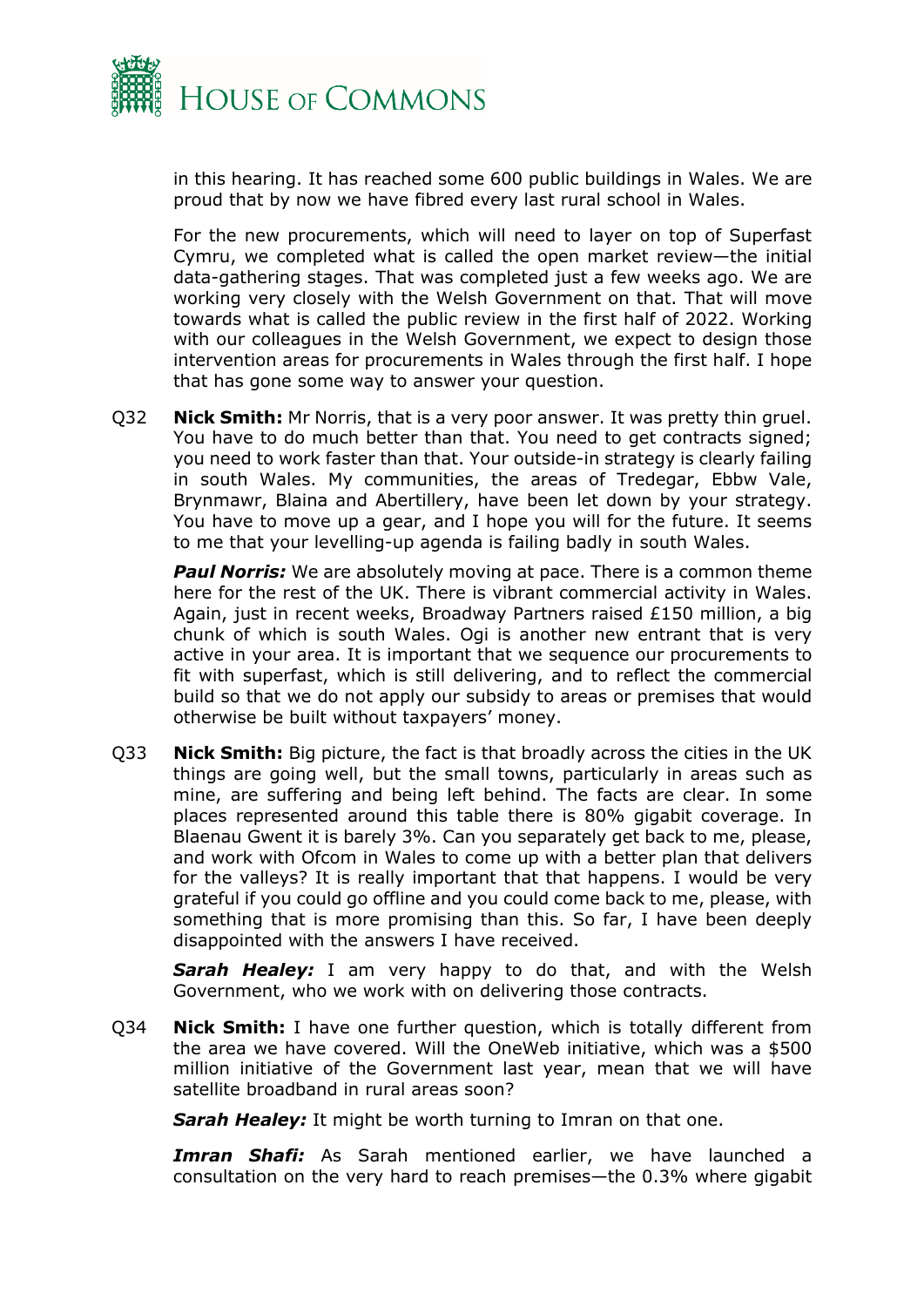in this hearing. It has reached some 600 public buildings in Wales. We are proud that by now we have fibred every last rural school in Wales.

For the new procurements, which will need to layer on top of Superfast Cymru, we completed what is called the open market review—the initial data-gathering stages. That was completed just a few weeks ago. We are working very closely with the Welsh Government on that. That will move towards what is called the public review in the first half of 2022. Working with our colleagues in the Welsh Government, we expect to design those intervention areas for procurements in Wales through the first half. I hope that has gone some way to answer your question.

Q32 **Nick Smith:** Mr Norris, that is a very poor answer. It was pretty thin gruel. You have to do much better than that. You need to get contracts signed; you need to work faster than that. Your outside-in strategy is clearly failing in south Wales. My communities, the areas of Tredegar, Ebbw Vale, Brynmawr, Blaina and Abertillery, have been let down by your strategy. You have to move up a gear, and I hope you will for the future. It seems to me that your levelling-up agenda is failing badly in south Wales.

***Paul Norris:*** We are absolutely moving at pace. There is a common theme here for the rest of the UK. There is vibrant commercial activity in Wales. Again, just in recent weeks, Broadway Partners raised £150 million, a big chunk of which is south Wales. Ogi is another new entrant that is very active in your area. It is important that we sequence our procurements to fit with superfast, which is still delivering, and to reflect the commercial build so that we do not apply our subsidy to areas or premises that would otherwise be built without taxpayers' money.

Q33 **Nick Smith:** Big picture, the fact is that broadly across the cities in the UK things are going well, but the small towns, particularly in areas such as mine, are suffering and being left behind. The facts are clear. In some places represented around this table there is 80% gigabit coverage. In Blaenau Gwent it is barely 3%. Can you separately get back to me, please, and work with Ofcom in Wales to come up with a better plan that delivers for the valleys? It is really important that that happens. I would be very grateful if you could go offline and you could come back to me, please, with something that is more promising than this. So far, I have been deeply disappointed with the answers I have received.

***Sarah Healey:*** I am very happy to do that, and with the Welsh Government, who we work with on delivering those contracts.

Q34 **Nick Smith:** I have one further question, which is totally different from the area we have covered. Will the OneWeb initiative, which was a $500 million initiative of the Government last year, mean that we will have satellite broadband in rural areas soon?

***Sarah Healey:*** It might be worth turning to Imran on that one.

***Imran Shafi:*** As Sarah mentioned earlier, we have launched a consultation on the very hard to reach premises—the 0.3% where gigabit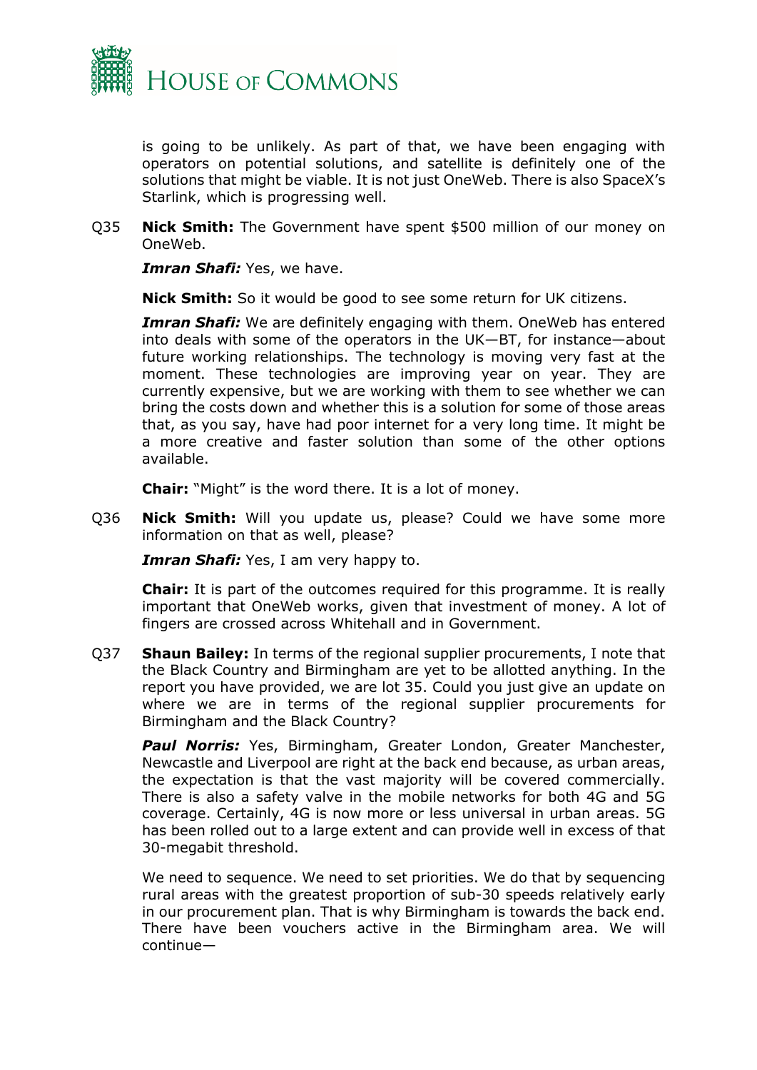is going to be unlikely. As part of that, we have been engaging with operators on potential solutions, and satellite is definitely one of the solutions that might be viable. It is not just OneWeb. There is also SpaceX's Starlink, which is progressing well.

Q35 **Nick Smith:** The Government have spent $500 million of our money on OneWeb.

***Imran Shafi:*** Yes, we have.

**Nick Smith:** So it would be good to see some return for UK citizens.

***Imran Shafi:*** We are definitely engaging with them. OneWeb has entered into deals with some of the operators in the UK—BT, for instance—about future working relationships. The technology is moving very fast at the moment. These technologies are improving year on year. They are currently expensive, but we are working with them to see whether we can bring the costs down and whether this is a solution for some of those areas that, as you say, have had poor internet for a very long time. It might be a more creative and faster solution than some of the other options available.

**Chair:** "Might" is the word there. It is a lot of money.

Q36 **Nick Smith:** Will you update us, please? Could we have some more information on that as well, please?

***Imran Shafi:*** Yes, I am very happy to.

**Chair:** It is part of the outcomes required for this programme. It is really important that OneWeb works, given that investment of money. A lot of fingers are crossed across Whitehall and in Government.

Q37 **Shaun Bailey:** In terms of the regional supplier procurements, I note that the Black Country and Birmingham are yet to be allotted anything. In the report you have provided, we are lot 35. Could you just give an update on where we are in terms of the regional supplier procurements for Birmingham and the Black Country?

***Paul Norris:*** Yes, Birmingham, Greater London, Greater Manchester, Newcastle and Liverpool are right at the back end because, as urban areas, the expectation is that the vast majority will be covered commercially. There is also a safety valve in the mobile networks for both 4G and 5G coverage. Certainly, 4G is now more or less universal in urban areas. 5G has been rolled out to a large extent and can provide well in excess of that 30-megabit threshold.

We need to sequence. We need to set priorities. We do that by sequencing rural areas with the greatest proportion of sub-30 speeds relatively early in our procurement plan. That is why Birmingham is towards the back end. There have been vouchers active in the Birmingham area. We will continue—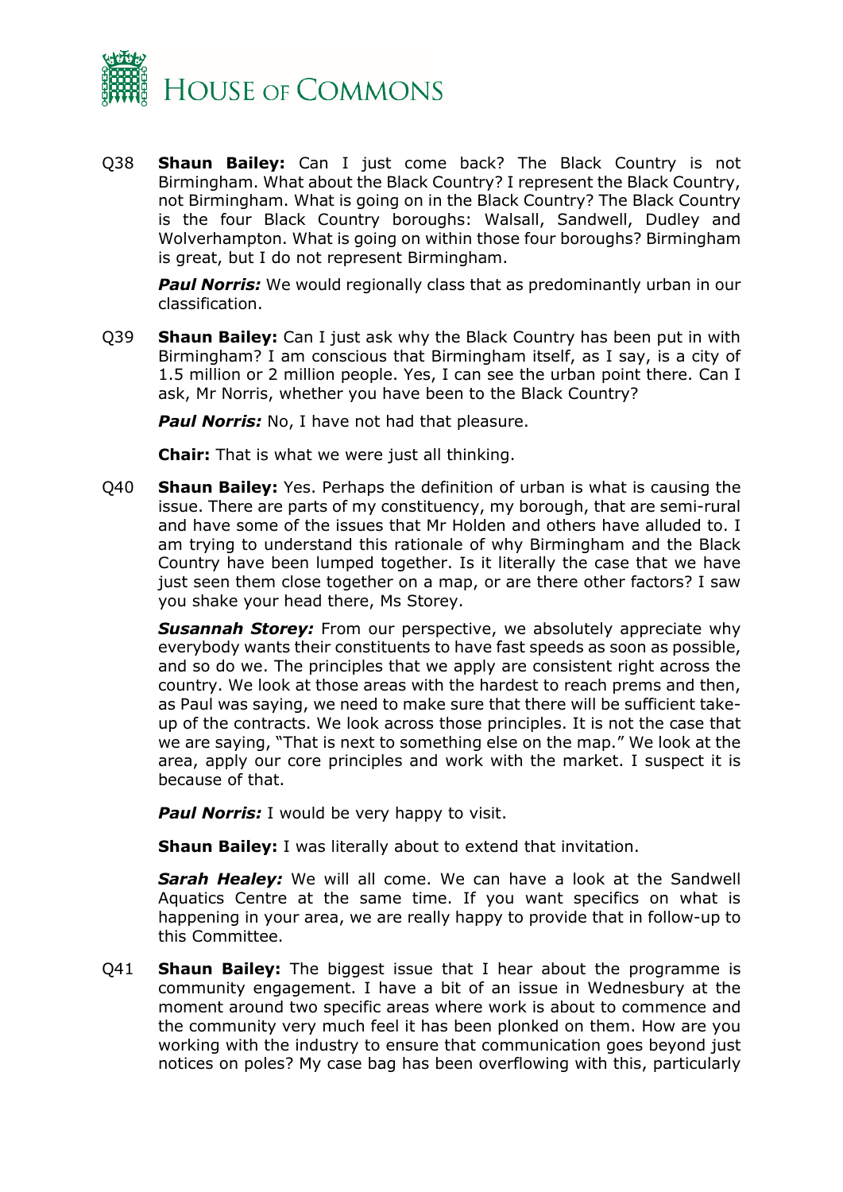Q38 **Shaun Bailey:** Can I just come back? The Black Country is not Birmingham. What about the Black Country? I represent the Black Country, not Birmingham. What is going on in the Black Country? The Black Country is the four Black Country boroughs: Walsall, Sandwell, Dudley and Wolverhampton. What is going on within those four boroughs? Birmingham is great, but I do not represent Birmingham.

***Paul Norris:*** We would regionally class that as predominantly urban in our classification.

Q39 **Shaun Bailey:** Can I just ask why the Black Country has been put in with Birmingham? I am conscious that Birmingham itself, as I say, is a city of 1.5 million or 2 million people. Yes, I can see the urban point there. Can I ask, Mr Norris, whether you have been to the Black Country?

***Paul Norris:*** No, I have not had that pleasure.

**Chair:** That is what we were just all thinking.

Q40 **Shaun Bailey:** Yes. Perhaps the definition of urban is what is causing the issue. There are parts of my constituency, my borough, that are semi-rural and have some of the issues that Mr Holden and others have alluded to. I am trying to understand this rationale of why Birmingham and the Black Country have been lumped together. Is it literally the case that we have just seen them close together on a map, or are there other factors? I saw you shake your head there, Ms Storey.

***Susannah Storey:*** From our perspective, we absolutely appreciate why everybody wants their constituents to have fast speeds as soon as possible, and so do we. The principles that we apply are consistent right across the country. We look at those areas with the hardest to reach prems and then, as Paul was saying, we need to make sure that there will be sufficient take-up of the contracts. We look across those principles. It is not the case that we are saying, "That is next to something else on the map." We look at the area, apply our core principles and work with the market. I suspect it is because of that.

***Paul Norris:*** I would be very happy to visit.

**Shaun Bailey:** I was literally about to extend that invitation.

***Sarah Healey:*** We will all come. We can have a look at the Sandwell Aquatics Centre at the same time. If you want specifics on what is happening in your area, we are really happy to provide that in follow-up to this Committee.

Q41 **Shaun Bailey:** The biggest issue that I hear about the programme is community engagement. I have a bit of an issue in Wednesbury at the moment around two specific areas where work is about to commence and the community very much feel it has been plonked on them. How are you working with the industry to ensure that communication goes beyond just notices on poles? My case bag has been overflowing with this, particularly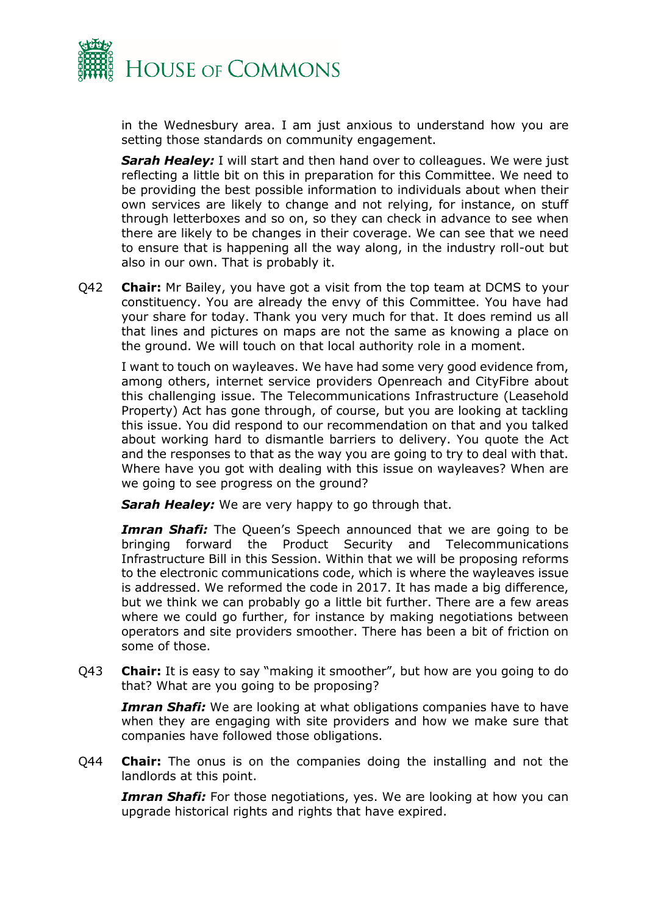in the Wednesbury area. I am just anxious to understand how you are setting those standards on community engagement.

***Sarah Healey:*** I will start and then hand over to colleagues. We were just reflecting a little bit on this in preparation for this Committee. We need to be providing the best possible information to individuals about when their own services are likely to change and not relying, for instance, on stuff through letterboxes and so on, so they can check in advance to see when there are likely to be changes in their coverage. We can see that we need to ensure that is happening all the way along, in the industry roll-out but also in our own. That is probably it.

Q42 **Chair:** Mr Bailey, you have got a visit from the top team at DCMS to your constituency. You are already the envy of this Committee. You have had your share for today. Thank you very much for that. It does remind us all that lines and pictures on maps are not the same as knowing a place on the ground. We will touch on that local authority role in a moment.

I want to touch on wayleaves. We have had some very good evidence from, among others, internet service providers Openreach and CityFibre about this challenging issue. The Telecommunications Infrastructure (Leasehold Property) Act has gone through, of course, but you are looking at tackling this issue. You did respond to our recommendation on that and you talked about working hard to dismantle barriers to delivery. You quote the Act and the responses to that as the way you are going to try to deal with that. Where have you got with dealing with this issue on wayleaves? When are we going to see progress on the ground?

***Sarah Healey:*** We are very happy to go through that.

***Imran Shafi:*** The Queen's Speech announced that we are going to be bringing forward the Product Security and Telecommunications Infrastructure Bill in this Session. Within that we will be proposing reforms to the electronic communications code, which is where the wayleaves issue is addressed. We reformed the code in 2017. It has made a big difference, but we think we can probably go a little bit further. There are a few areas where we could go further, for instance by making negotiations between operators and site providers smoother. There has been a bit of friction on some of those.

Q43 **Chair:** It is easy to say "making it smoother", but how are you going to do that? What are you going to be proposing?

***Imran Shafi:*** We are looking at what obligations companies have to have when they are engaging with site providers and how we make sure that companies have followed those obligations.

Q44 **Chair:** The onus is on the companies doing the installing and not the landlords at this point.

***Imran Shafi:*** For those negotiations, yes. We are looking at how you can upgrade historical rights and rights that have expired.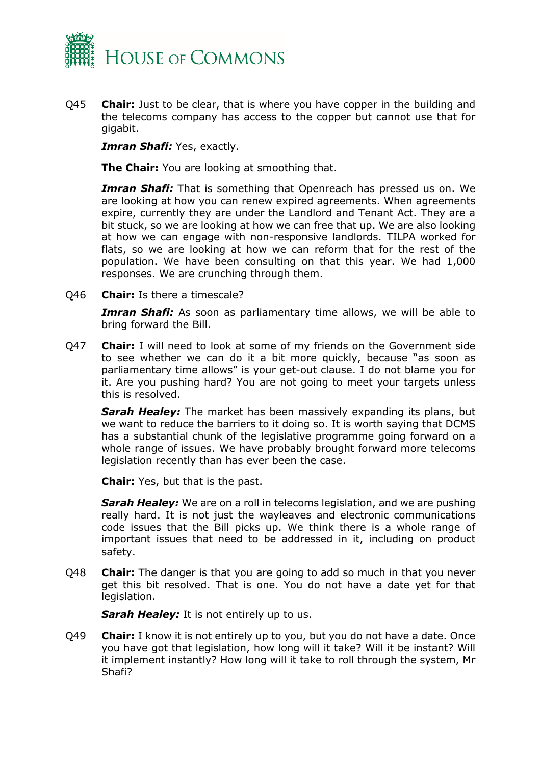Q45 **Chair:** Just to be clear, that is where you have copper in the building and the telecoms company has access to the copper but cannot use that for gigabit.

***Imran Shafi:*** Yes, exactly.

**The Chair:** You are looking at smoothing that.

***Imran Shafi:*** That is something that Openreach has pressed us on. We are looking at how you can renew expired agreements. When agreements expire, currently they are under the Landlord and Tenant Act. They are a bit stuck, so we are looking at how we can free that up. We are also looking at how we can engage with non-responsive landlords. TILPA worked for flats, so we are looking at how we can reform that for the rest of the population. We have been consulting on that this year. We had 1,000 responses. We are crunching through them.

Q46 **Chair:** Is there a timescale?

***Imran Shafi:*** As soon as parliamentary time allows, we will be able to bring forward the Bill.

Q47 **Chair:** I will need to look at some of my friends on the Government side to see whether we can do it a bit more quickly, because "as soon as parliamentary time allows" is your get-out clause. I do not blame you for it. Are you pushing hard? You are not going to meet your targets unless this is resolved.

***Sarah Healey:*** The market has been massively expanding its plans, but we want to reduce the barriers to it doing so. It is worth saying that DCMS has a substantial chunk of the legislative programme going forward on a whole range of issues. We have probably brought forward more telecoms legislation recently than has ever been the case.

**Chair:** Yes, but that is the past.

***Sarah Healey:*** We are on a roll in telecoms legislation, and we are pushing really hard. It is not just the wayleaves and electronic communications code issues that the Bill picks up. We think there is a whole range of important issues that need to be addressed in it, including on product safety.

Q48 **Chair:** The danger is that you are going to add so much in that you never get this bit resolved. That is one. You do not have a date yet for that legislation.

***Sarah Healey:*** It is not entirely up to us.

Q49 **Chair:** I know it is not entirely up to you, but you do not have a date. Once you have got that legislation, how long will it take? Will it be instant? Will it implement instantly? How long will it take to roll through the system, Mr Shafi?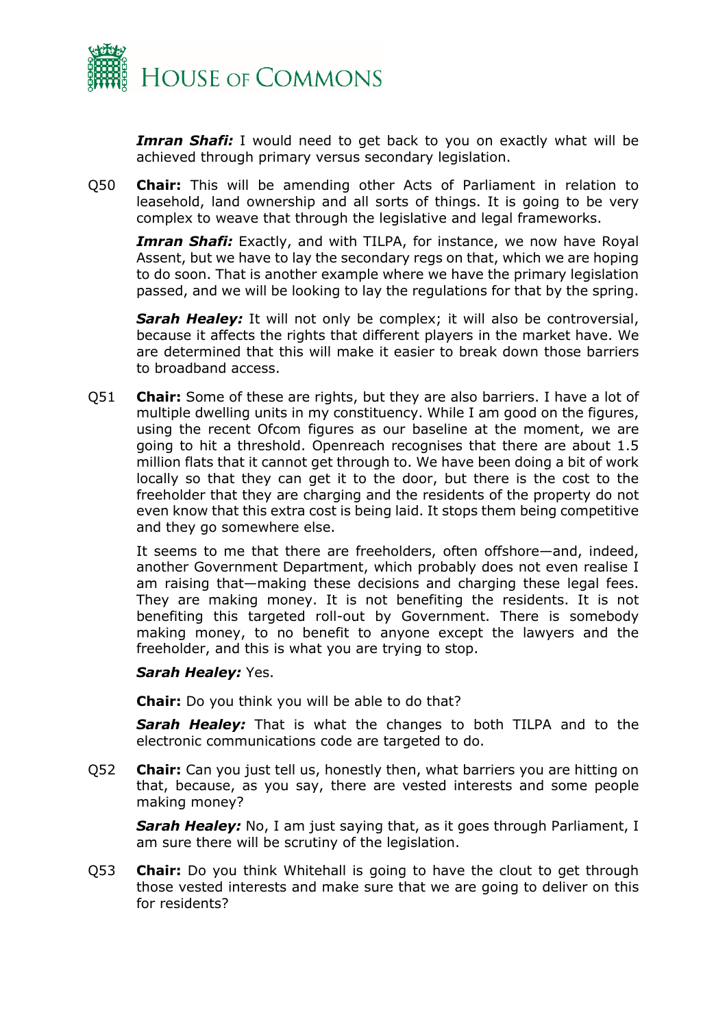***Imran Shafi:*** I would need to get back to you on exactly what will be achieved through primary versus secondary legislation.

Q50 **Chair:** This will be amending other Acts of Parliament in relation to leasehold, land ownership and all sorts of things. It is going to be very complex to weave that through the legislative and legal frameworks.

***Imran Shafi:*** Exactly, and with TILPA, for instance, we now have Royal Assent, but we have to lay the secondary regs on that, which we are hoping to do soon. That is another example where we have the primary legislation passed, and we will be looking to lay the regulations for that by the spring.

***Sarah Healey:*** It will not only be complex; it will also be controversial, because it affects the rights that different players in the market have. We are determined that this will make it easier to break down those barriers to broadband access.

Q51 **Chair:** Some of these are rights, but they are also barriers. I have a lot of multiple dwelling units in my constituency. While I am good on the figures, using the recent Ofcom figures as our baseline at the moment, we are going to hit a threshold. Openreach recognises that there are about 1.5 million flats that it cannot get through to. We have been doing a bit of work locally so that they can get it to the door, but there is the cost to the freeholder that they are charging and the residents of the property do not even know that this extra cost is being laid. It stops them being competitive and they go somewhere else.

It seems to me that there are freeholders, often offshore—and, indeed, another Government Department, which probably does not even realise I am raising that—making these decisions and charging these legal fees. They are making money. It is not benefiting the residents. It is not benefiting this targeted roll-out by Government. There is somebody making money, to no benefit to anyone except the lawyers and the freeholder, and this is what you are trying to stop.

***Sarah Healey:*** Yes.

**Chair:** Do you think you will be able to do that?

***Sarah Healey:*** That is what the changes to both TILPA and to the electronic communications code are targeted to do.

Q52 **Chair:** Can you just tell us, honestly then, what barriers you are hitting on that, because, as you say, there are vested interests and some people making money?

***Sarah Healey:*** No, I am just saying that, as it goes through Parliament, I am sure there will be scrutiny of the legislation.

Q53 **Chair:** Do you think Whitehall is going to have the clout to get through those vested interests and make sure that we are going to deliver on this for residents?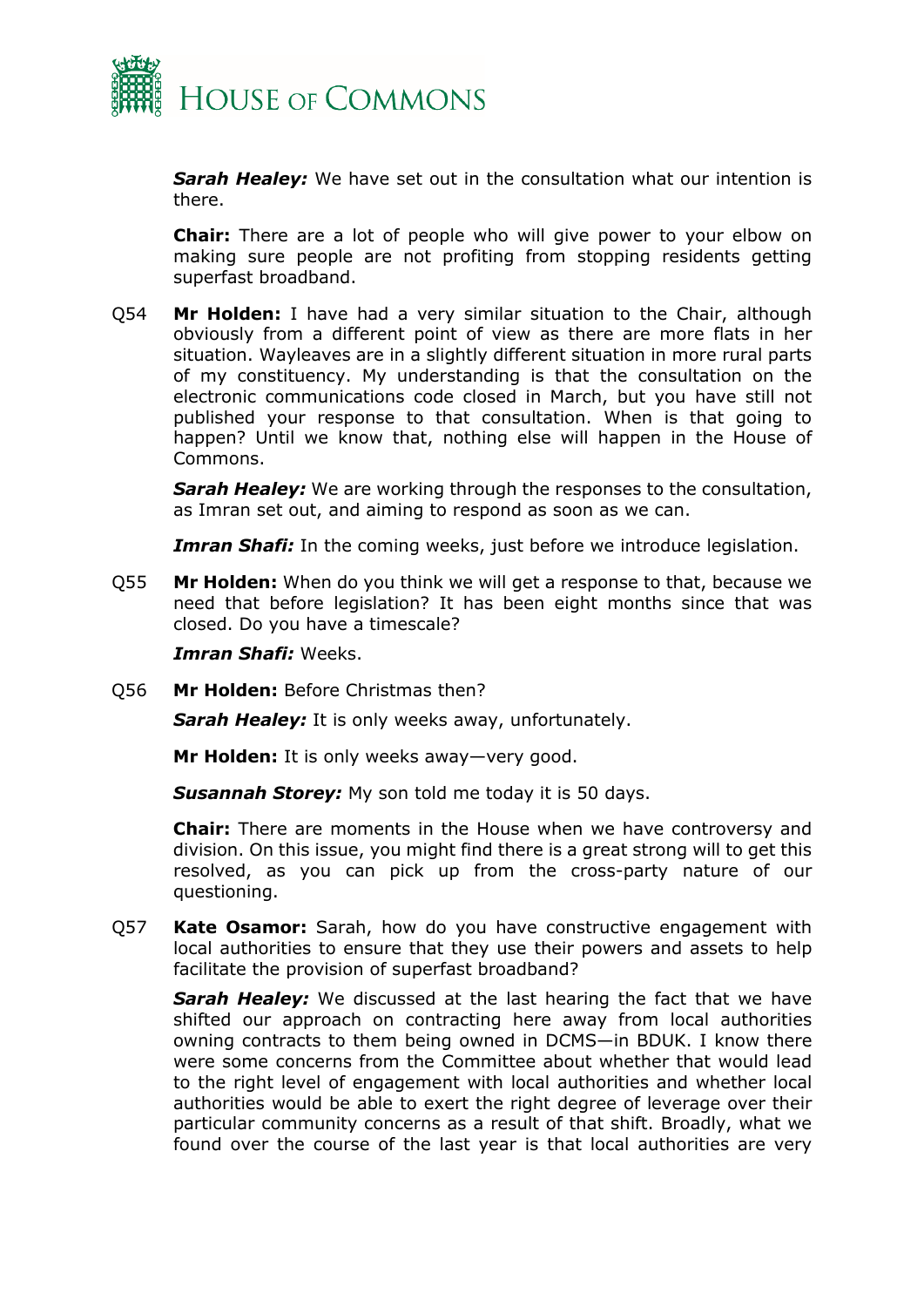***Sarah Healey:*** We have set out in the consultation what our intention is there.

**Chair:** There are a lot of people who will give power to your elbow on making sure people are not profiting from stopping residents getting superfast broadband.

Q54 **Mr Holden:** I have had a very similar situation to the Chair, although obviously from a different point of view as there are more flats in her situation. Wayleaves are in a slightly different situation in more rural parts of my constituency. My understanding is that the consultation on the electronic communications code closed in March, but you have still not published your response to that consultation. When is that going to happen? Until we know that, nothing else will happen in the House of Commons.

***Sarah Healey:*** We are working through the responses to the consultation, as Imran set out, and aiming to respond as soon as we can.

***Imran Shafi:*** In the coming weeks, just before we introduce legislation.

Q55 **Mr Holden:** When do you think we will get a response to that, because we need that before legislation? It has been eight months since that was closed. Do you have a timescale?

***Imran Shafi:*** Weeks.

Q56 **Mr Holden:** Before Christmas then?

***Sarah Healey:*** It is only weeks away, unfortunately.

**Mr Holden:** It is only weeks away—very good.

***Susannah Storey:*** My son told me today it is 50 days.

**Chair:** There are moments in the House when we have controversy and division. On this issue, you might find there is a great strong will to get this resolved, as you can pick up from the cross-party nature of our questioning.

Q57 **Kate Osamor:** Sarah, how do you have constructive engagement with local authorities to ensure that they use their powers and assets to help facilitate the provision of superfast broadband?

***Sarah Healey:*** We discussed at the last hearing the fact that we have shifted our approach on contracting here away from local authorities owning contracts to them being owned in DCMS—in BDUK. I know there were some concerns from the Committee about whether that would lead to the right level of engagement with local authorities and whether local authorities would be able to exert the right degree of leverage over their particular community concerns as a result of that shift. Broadly, what we found over the course of the last year is that local authorities are very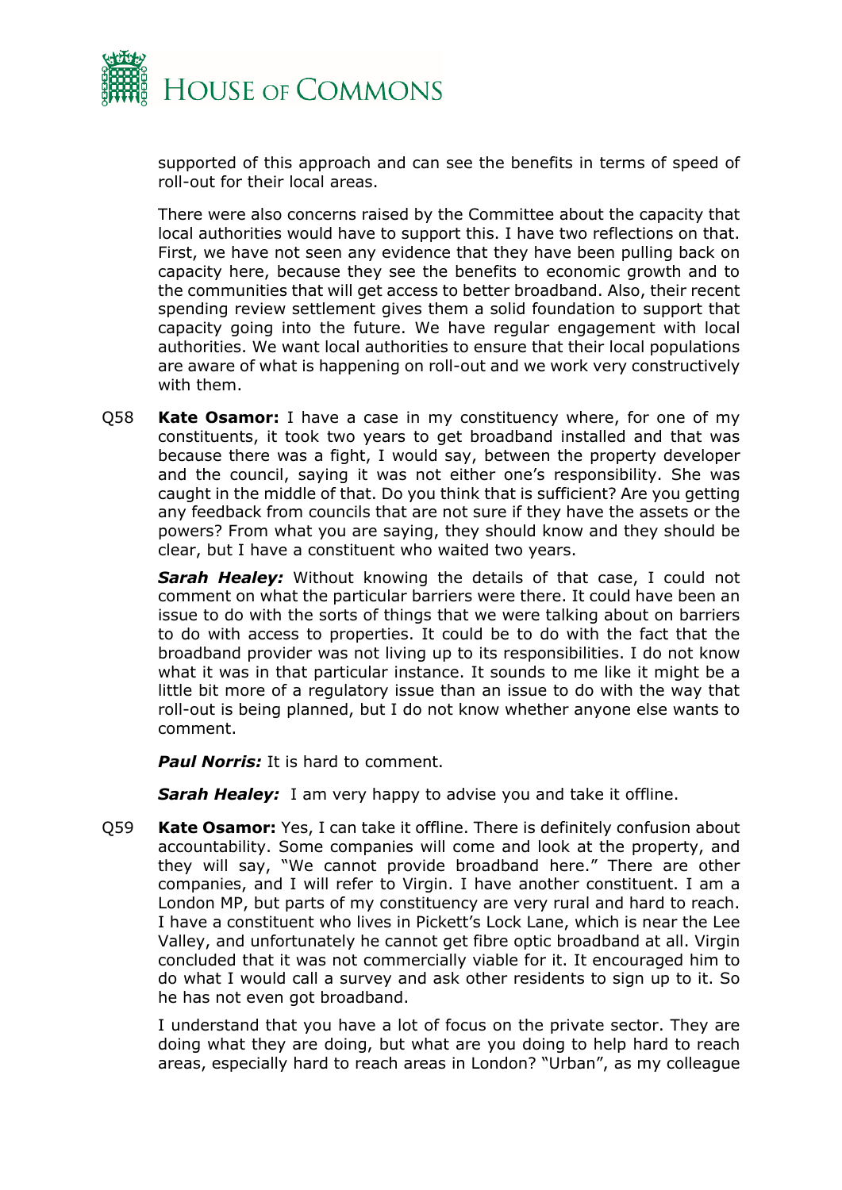supported of this approach and can see the benefits in terms of speed of roll-out for their local areas.

There were also concerns raised by the Committee about the capacity that local authorities would have to support this. I have two reflections on that. First, we have not seen any evidence that they have been pulling back on capacity here, because they see the benefits to economic growth and to the communities that will get access to better broadband. Also, their recent spending review settlement gives them a solid foundation to support that capacity going into the future. We have regular engagement with local authorities. We want local authorities to ensure that their local populations are aware of what is happening on roll-out and we work very constructively with them.

Q58 **Kate Osamor:** I have a case in my constituency where, for one of my constituents, it took two years to get broadband installed and that was because there was a fight, I would say, between the property developer and the council, saying it was not either one's responsibility. She was caught in the middle of that. Do you think that is sufficient? Are you getting any feedback from councils that are not sure if they have the assets or the powers? From what you are saying, they should know and they should be clear, but I have a constituent who waited two years.

***Sarah Healey:*** Without knowing the details of that case, I could not comment on what the particular barriers were there. It could have been an issue to do with the sorts of things that we were talking about on barriers to do with access to properties. It could be to do with the fact that the broadband provider was not living up to its responsibilities. I do not know what it was in that particular instance. It sounds to me like it might be a little bit more of a regulatory issue than an issue to do with the way that roll-out is being planned, but I do not know whether anyone else wants to comment.

***Paul Norris:*** It is hard to comment.

***Sarah Healey:*** I am very happy to advise you and take it offline.

Q59 **Kate Osamor:** Yes, I can take it offline. There is definitely confusion about accountability. Some companies will come and look at the property, and they will say, "We cannot provide broadband here." There are other companies, and I will refer to Virgin. I have another constituent. I am a London MP, but parts of my constituency are very rural and hard to reach. I have a constituent who lives in Pickett's Lock Lane, which is near the Lee Valley, and unfortunately he cannot get fibre optic broadband at all. Virgin concluded that it was not commercially viable for it. It encouraged him to do what I would call a survey and ask other residents to sign up to it. So he has not even got broadband.

I understand that you have a lot of focus on the private sector. They are doing what they are doing, but what are you doing to help hard to reach areas, especially hard to reach areas in London? "Urban", as my colleague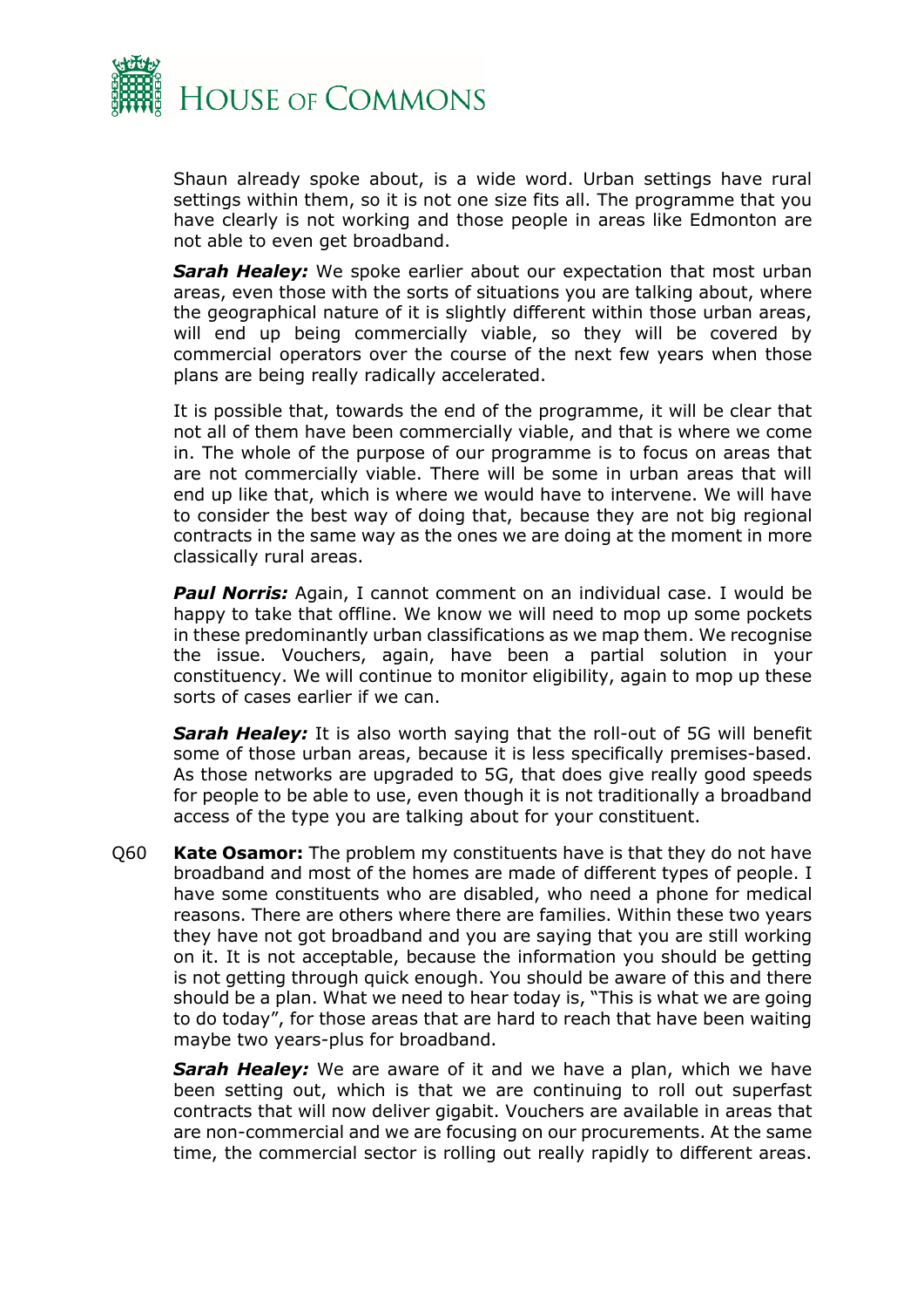Shaun already spoke about, is a wide word. Urban settings have rural settings within them, so it is not one size fits all. The programme that you have clearly is not working and those people in areas like Edmonton are not able to even get broadband.

***Sarah Healey:*** We spoke earlier about our expectation that most urban areas, even those with the sorts of situations you are talking about, where the geographical nature of it is slightly different within those urban areas, will end up being commercially viable, so they will be covered by commercial operators over the course of the next few years when those plans are being really radically accelerated.

It is possible that, towards the end of the programme, it will be clear that not all of them have been commercially viable, and that is where we come in. The whole of the purpose of our programme is to focus on areas that are not commercially viable. There will be some in urban areas that will end up like that, which is where we would have to intervene. We will have to consider the best way of doing that, because they are not big regional contracts in the same way as the ones we are doing at the moment in more classically rural areas.

***Paul Norris:*** Again, I cannot comment on an individual case. I would be happy to take that offline. We know we will need to mop up some pockets in these predominantly urban classifications as we map them. We recognise the issue. Vouchers, again, have been a partial solution in your constituency. We will continue to monitor eligibility, again to mop up these sorts of cases earlier if we can.

***Sarah Healey:*** It is also worth saying that the roll-out of 5G will benefit some of those urban areas, because it is less specifically premises-based. As those networks are upgraded to 5G, that does give really good speeds for people to be able to use, even though it is not traditionally a broadband access of the type you are talking about for your constituent.

Q60 **Kate Osamor:** The problem my constituents have is that they do not have broadband and most of the homes are made of different types of people. I have some constituents who are disabled, who need a phone for medical reasons. There are others where there are families. Within these two years they have not got broadband and you are saying that you are still working on it. It is not acceptable, because the information you should be getting is not getting through quick enough. You should be aware of this and there should be a plan. What we need to hear today is, "This is what we are going to do today", for those areas that are hard to reach that have been waiting maybe two years-plus for broadband.

***Sarah Healey:*** We are aware of it and we have a plan, which we have been setting out, which is that we are continuing to roll out superfast contracts that will now deliver gigabit. Vouchers are available in areas that are non-commercial and we are focusing on our procurements. At the same time, the commercial sector is rolling out really rapidly to different areas.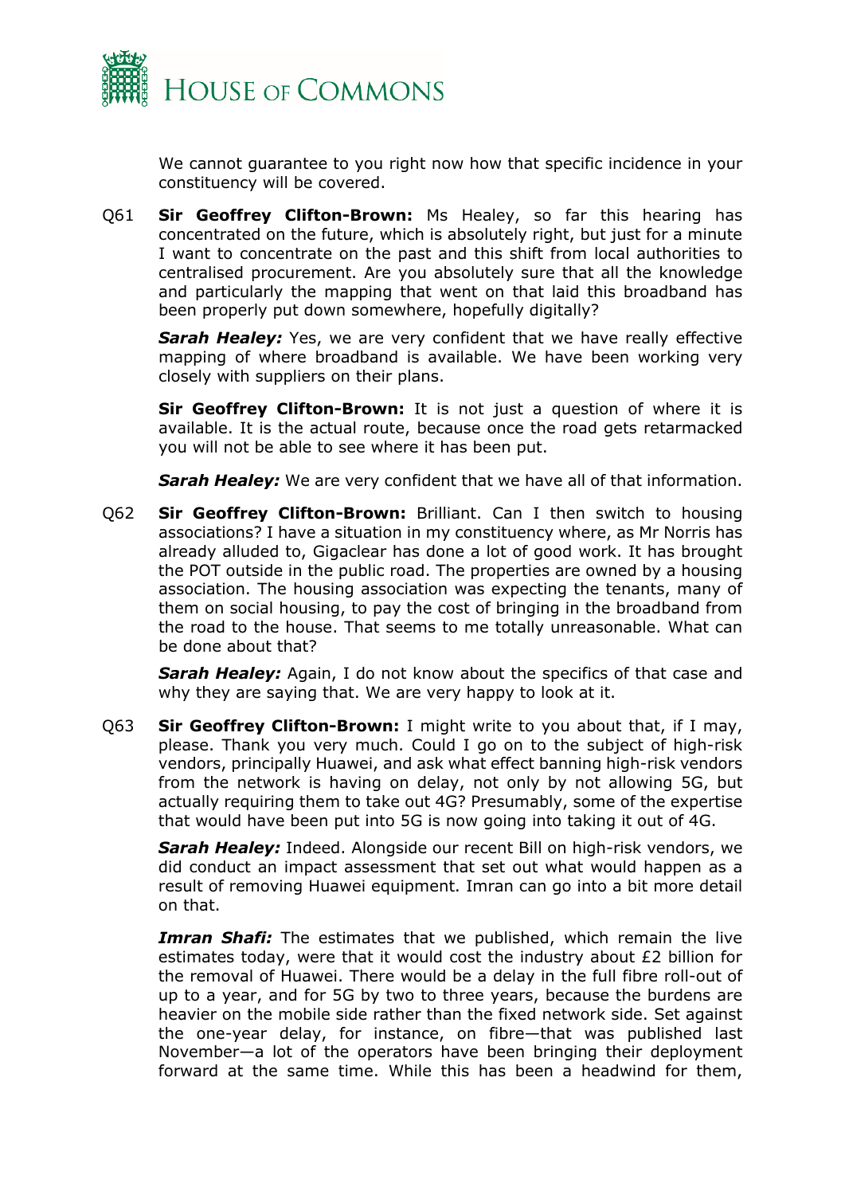We cannot guarantee to you right now how that specific incidence in your constituency will be covered.

Q61 **Sir Geoffrey Clifton-Brown:** Ms Healey, so far this hearing has concentrated on the future, which is absolutely right, but just for a minute I want to concentrate on the past and this shift from local authorities to centralised procurement. Are you absolutely sure that all the knowledge and particularly the mapping that went on that laid this broadband has been properly put down somewhere, hopefully digitally?

***Sarah Healey:*** Yes, we are very confident that we have really effective mapping of where broadband is available. We have been working very closely with suppliers on their plans.

**Sir Geoffrey Clifton-Brown:** It is not just a question of where it is available. It is the actual route, because once the road gets retarmacked you will not be able to see where it has been put.

***Sarah Healey:*** We are very confident that we have all of that information.

Q62 **Sir Geoffrey Clifton-Brown:** Brilliant. Can I then switch to housing associations? I have a situation in my constituency where, as Mr Norris has already alluded to, Gigaclear has done a lot of good work. It has brought the POT outside in the public road. The properties are owned by a housing association. The housing association was expecting the tenants, many of them on social housing, to pay the cost of bringing in the broadband from the road to the house. That seems to me totally unreasonable. What can be done about that?

***Sarah Healey:*** Again, I do not know about the specifics of that case and why they are saying that. We are very happy to look at it.

Q63 **Sir Geoffrey Clifton-Brown:** I might write to you about that, if I may, please. Thank you very much. Could I go on to the subject of high-risk vendors, principally Huawei, and ask what effect banning high-risk vendors from the network is having on delay, not only by not allowing 5G, but actually requiring them to take out 4G? Presumably, some of the expertise that would have been put into 5G is now going into taking it out of 4G.

***Sarah Healey:*** Indeed. Alongside our recent Bill on high-risk vendors, we did conduct an impact assessment that set out what would happen as a result of removing Huawei equipment. Imran can go into a bit more detail on that.

***Imran Shafi:*** The estimates that we published, which remain the live estimates today, were that it would cost the industry about £2 billion for the removal of Huawei. There would be a delay in the full fibre roll-out of up to a year, and for 5G by two to three years, because the burdens are heavier on the mobile side rather than the fixed network side. Set against the one-year delay, for instance, on fibre—that was published last November—a lot of the operators have been bringing their deployment forward at the same time. While this has been a headwind for them,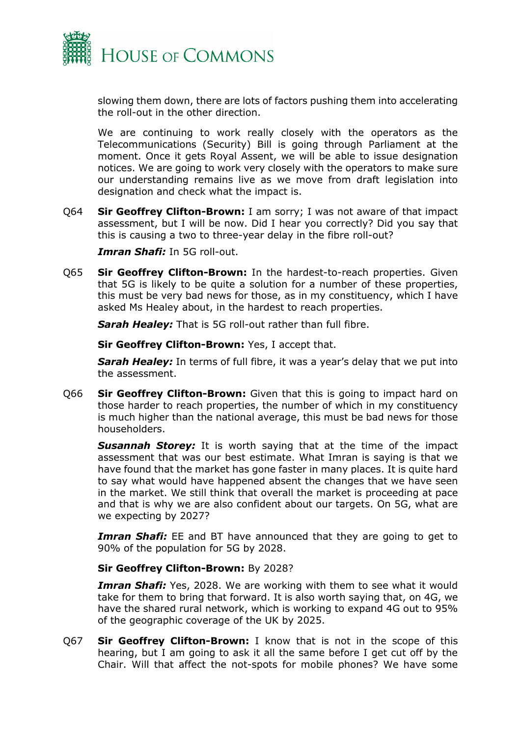slowing them down, there are lots of factors pushing them into accelerating the roll-out in the other direction.

We are continuing to work really closely with the operators as the Telecommunications (Security) Bill is going through Parliament at the moment. Once it gets Royal Assent, we will be able to issue designation notices. We are going to work very closely with the operators to make sure our understanding remains live as we move from draft legislation into designation and check what the impact is.

Q64 **Sir Geoffrey Clifton-Brown:** I am sorry; I was not aware of that impact assessment, but I will be now. Did I hear you correctly? Did you say that this is causing a two to three-year delay in the fibre roll-out?

***Imran Shafi:*** In 5G roll-out.

Q65 **Sir Geoffrey Clifton-Brown:** In the hardest-to-reach properties. Given that 5G is likely to be quite a solution for a number of these properties, this must be very bad news for those, as in my constituency, which I have asked Ms Healey about, in the hardest to reach properties.

***Sarah Healey:*** That is 5G roll-out rather than full fibre.

**Sir Geoffrey Clifton-Brown:** Yes, I accept that.

***Sarah Healey:*** In terms of full fibre, it was a year's delay that we put into the assessment.

Q66 **Sir Geoffrey Clifton-Brown:** Given that this is going to impact hard on those harder to reach properties, the number of which in my constituency is much higher than the national average, this must be bad news for those householders.

***Susannah Storey:*** It is worth saying that at the time of the impact assessment that was our best estimate. What Imran is saying is that we have found that the market has gone faster in many places. It is quite hard to say what would have happened absent the changes that we have seen in the market. We still think that overall the market is proceeding at pace and that is why we are also confident about our targets. On 5G, what are we expecting by 2027?

***Imran Shafi:*** EE and BT have announced that they are going to get to 90% of the population for 5G by 2028.

**Sir Geoffrey Clifton-Brown:** By 2028?

***Imran Shafi:*** Yes, 2028. We are working with them to see what it would take for them to bring that forward. It is also worth saying that, on 4G, we have the shared rural network, which is working to expand 4G out to 95% of the geographic coverage of the UK by 2025.

Q67 **Sir Geoffrey Clifton-Brown:** I know that is not in the scope of this hearing, but I am going to ask it all the same before I get cut off by the Chair. Will that affect the not-spots for mobile phones? We have some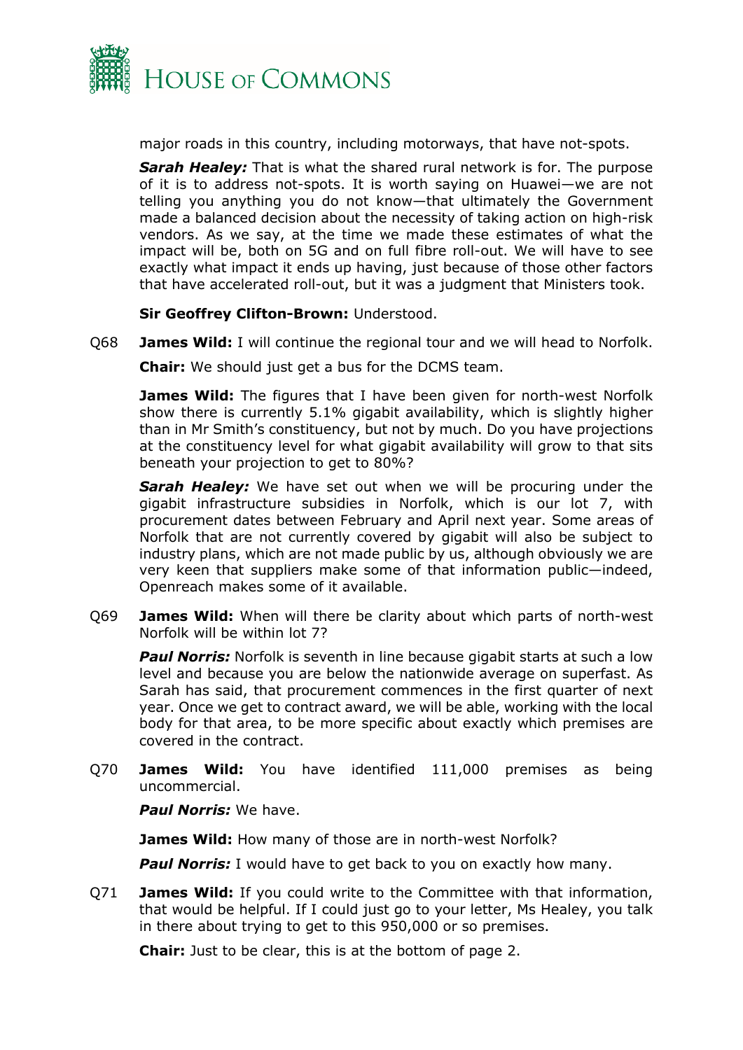major roads in this country, including motorways, that have not-spots.

***Sarah Healey:*** That is what the shared rural network is for. The purpose of it is to address not-spots. It is worth saying on Huawei—we are not telling you anything you do not know—that ultimately the Government made a balanced decision about the necessity of taking action on high-risk vendors. As we say, at the time we made these estimates of what the impact will be, both on 5G and on full fibre roll-out. We will have to see exactly what impact it ends up having, just because of those other factors that have accelerated roll-out, but it was a judgment that Ministers took.

**Sir Geoffrey Clifton-Brown:** Understood.

Q68 **James Wild:** I will continue the regional tour and we will head to Norfolk.

**Chair:** We should just get a bus for the DCMS team.

**James Wild:** The figures that I have been given for north-west Norfolk show there is currently 5.1% gigabit availability, which is slightly higher than in Mr Smith's constituency, but not by much. Do you have projections at the constituency level for what gigabit availability will grow to that sits beneath your projection to get to 80%?

***Sarah Healey:*** We have set out when we will be procuring under the gigabit infrastructure subsidies in Norfolk, which is our lot 7, with procurement dates between February and April next year. Some areas of Norfolk that are not currently covered by gigabit will also be subject to industry plans, which are not made public by us, although obviously we are very keen that suppliers make some of that information public—indeed, Openreach makes some of it available.

Q69 **James Wild:** When will there be clarity about which parts of north-west Norfolk will be within lot 7?

***Paul Norris:*** Norfolk is seventh in line because gigabit starts at such a low level and because you are below the nationwide average on superfast. As Sarah has said, that procurement commences in the first quarter of next year. Once we get to contract award, we will be able, working with the local body for that area, to be more specific about exactly which premises are covered in the contract.

Q70 **James Wild:** You have identified 111,000 premises as being uncommercial.

***Paul Norris:*** We have.

**James Wild:** How many of those are in north-west Norfolk?

***Paul Norris:*** I would have to get back to you on exactly how many.

Q71 **James Wild:** If you could write to the Committee with that information, that would be helpful. If I could just go to your letter, Ms Healey, you talk in there about trying to get to this 950,000 or so premises.

**Chair:** Just to be clear, this is at the bottom of page 2.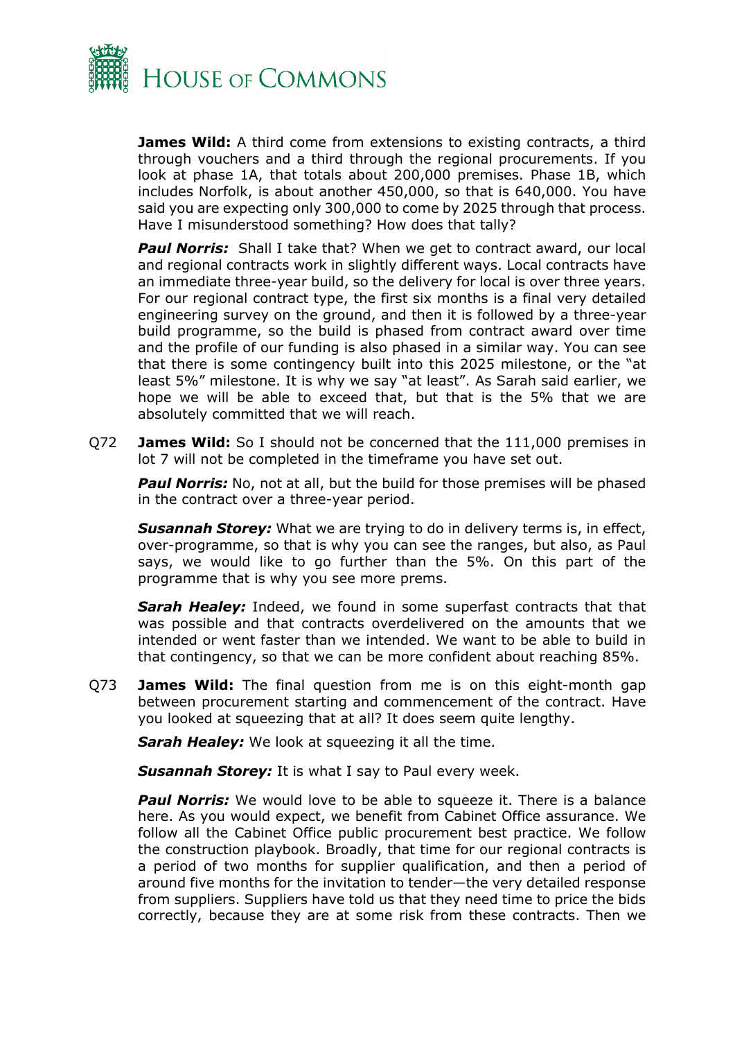**James Wild:** A third come from extensions to existing contracts, a third through vouchers and a third through the regional procurements. If you look at phase 1A, that totals about 200,000 premises. Phase 1B, which includes Norfolk, is about another 450,000, so that is 640,000. You have said you are expecting only 300,000 to come by 2025 through that process. Have I misunderstood something? How does that tally?

***Paul Norris:*** Shall I take that? When we get to contract award, our local and regional contracts work in slightly different ways. Local contracts have an immediate three-year build, so the delivery for local is over three years. For our regional contract type, the first six months is a final very detailed engineering survey on the ground, and then it is followed by a three-year build programme, so the build is phased from contract award over time and the profile of our funding is also phased in a similar way. You can see that there is some contingency built into this 2025 milestone, or the "at least 5%" milestone. It is why we say "at least". As Sarah said earlier, we hope we will be able to exceed that, but that is the 5% that we are absolutely committed that we will reach.

Q72 **James Wild:** So I should not be concerned that the 111,000 premises in lot 7 will not be completed in the timeframe you have set out.

***Paul Norris:*** No, not at all, but the build for those premises will be phased in the contract over a three-year period.

***Susannah Storey:*** What we are trying to do in delivery terms is, in effect, over-programme, so that is why you can see the ranges, but also, as Paul says, we would like to go further than the 5%. On this part of the programme that is why you see more prems.

***Sarah Healey:*** Indeed, we found in some superfast contracts that that was possible and that contracts overdelivered on the amounts that we intended or went faster than we intended. We want to be able to build in that contingency, so that we can be more confident about reaching 85%.

Q73 **James Wild:** The final question from me is on this eight-month gap between procurement starting and commencement of the contract. Have you looked at squeezing that at all? It does seem quite lengthy.

***Sarah Healey:*** We look at squeezing it all the time.

***Susannah Storey:*** It is what I say to Paul every week.

***Paul Norris:*** We would love to be able to squeeze it. There is a balance here. As you would expect, we benefit from Cabinet Office assurance. We follow all the Cabinet Office public procurement best practice. We follow the construction playbook. Broadly, that time for our regional contracts is a period of two months for supplier qualification, and then a period of around five months for the invitation to tender—the very detailed response from suppliers. Suppliers have told us that they need time to price the bids correctly, because they are at some risk from these contracts. Then we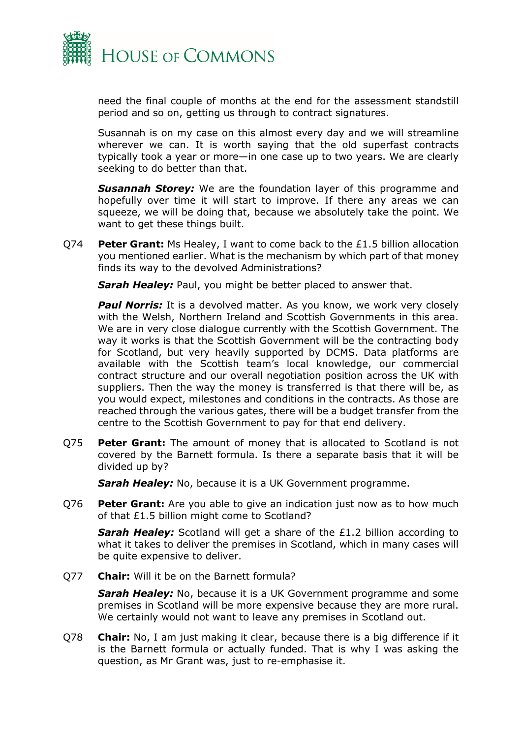need the final couple of months at the end for the assessment standstill period and so on, getting us through to contract signatures.

Susannah is on my case on this almost every day and we will streamline wherever we can. It is worth saying that the old superfast contracts typically took a year or more—in one case up to two years. We are clearly seeking to do better than that.

***Susannah Storey:*** We are the foundation layer of this programme and hopefully over time it will start to improve. If there any areas we can squeeze, we will be doing that, because we absolutely take the point. We want to get these things built.

Q74 **Peter Grant:** Ms Healey, I want to come back to the £1.5 billion allocation you mentioned earlier. What is the mechanism by which part of that money finds its way to the devolved Administrations?

***Sarah Healey:*** Paul, you might be better placed to answer that.

***Paul Norris:*** It is a devolved matter. As you know, we work very closely with the Welsh, Northern Ireland and Scottish Governments in this area. We are in very close dialogue currently with the Scottish Government. The way it works is that the Scottish Government will be the contracting body for Scotland, but very heavily supported by DCMS. Data platforms are available with the Scottish team's local knowledge, our commercial contract structure and our overall negotiation position across the UK with suppliers. Then the way the money is transferred is that there will be, as you would expect, milestones and conditions in the contracts. As those are reached through the various gates, there will be a budget transfer from the centre to the Scottish Government to pay for that end delivery.

Q75 **Peter Grant:** The amount of money that is allocated to Scotland is not covered by the Barnett formula. Is there a separate basis that it will be divided up by?

***Sarah Healey:*** No, because it is a UK Government programme.

Q76 **Peter Grant:** Are you able to give an indication just now as to how much of that £1.5 billion might come to Scotland?

***Sarah Healey:*** Scotland will get a share of the £1.2 billion according to what it takes to deliver the premises in Scotland, which in many cases will be quite expensive to deliver.

Q77 **Chair:** Will it be on the Barnett formula?

***Sarah Healey:*** No, because it is a UK Government programme and some premises in Scotland will be more expensive because they are more rural. We certainly would not want to leave any premises in Scotland out.

Q78 **Chair:** No, I am just making it clear, because there is a big difference if it is the Barnett formula or actually funded. That is why I was asking the question, as Mr Grant was, just to re-emphasise it.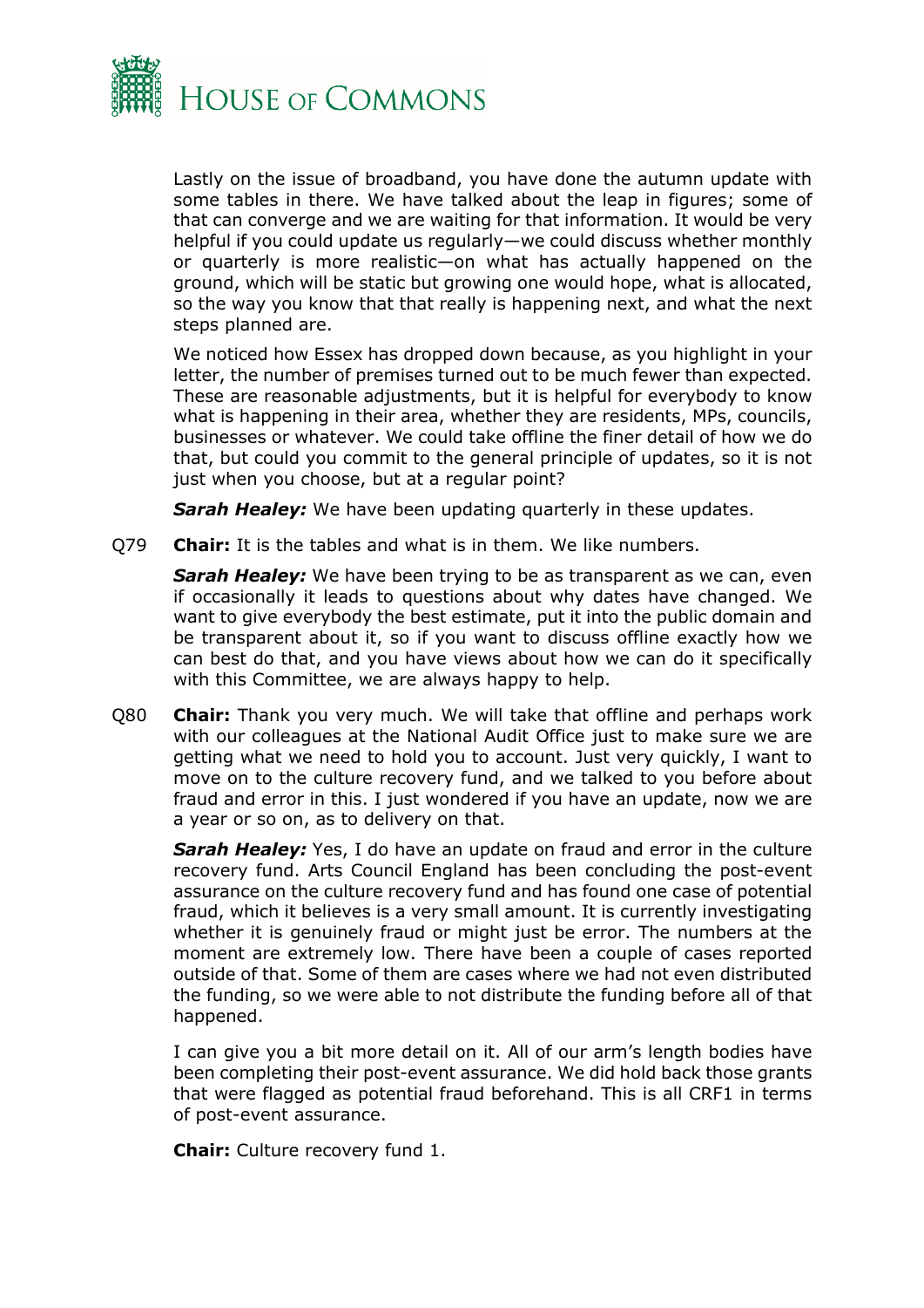Lastly on the issue of broadband, you have done the autumn update with some tables in there. We have talked about the leap in figures; some of that can converge and we are waiting for that information. It would be very helpful if you could update us regularly—we could discuss whether monthly or quarterly is more realistic—on what has actually happened on the ground, which will be static but growing one would hope, what is allocated, so the way you know that that really is happening next, and what the next steps planned are.

We noticed how Essex has dropped down because, as you highlight in your letter, the number of premises turned out to be much fewer than expected. These are reasonable adjustments, but it is helpful for everybody to know what is happening in their area, whether they are residents, MPs, councils, businesses or whatever. We could take offline the finer detail of how we do that, but could you commit to the general principle of updates, so it is not just when you choose, but at a regular point?

***Sarah Healey:*** We have been updating quarterly in these updates.

Q79 **Chair:** It is the tables and what is in them. We like numbers.

***Sarah Healey:*** We have been trying to be as transparent as we can, even if occasionally it leads to questions about why dates have changed. We want to give everybody the best estimate, put it into the public domain and be transparent about it, so if you want to discuss offline exactly how we can best do that, and you have views about how we can do it specifically with this Committee, we are always happy to help.

Q80 **Chair:** Thank you very much. We will take that offline and perhaps work with our colleagues at the National Audit Office just to make sure we are getting what we need to hold you to account. Just very quickly, I want to move on to the culture recovery fund, and we talked to you before about fraud and error in this. I just wondered if you have an update, now we are a year or so on, as to delivery on that.

***Sarah Healey:*** Yes, I do have an update on fraud and error in the culture recovery fund. Arts Council England has been concluding the post-event assurance on the culture recovery fund and has found one case of potential fraud, which it believes is a very small amount. It is currently investigating whether it is genuinely fraud or might just be error. The numbers at the moment are extremely low. There have been a couple of cases reported outside of that. Some of them are cases where we had not even distributed the funding, so we were able to not distribute the funding before all of that happened.

I can give you a bit more detail on it. All of our arm's length bodies have been completing their post-event assurance. We did hold back those grants that were flagged as potential fraud beforehand. This is all CRF1 in terms of post-event assurance.

**Chair:** Culture recovery fund 1.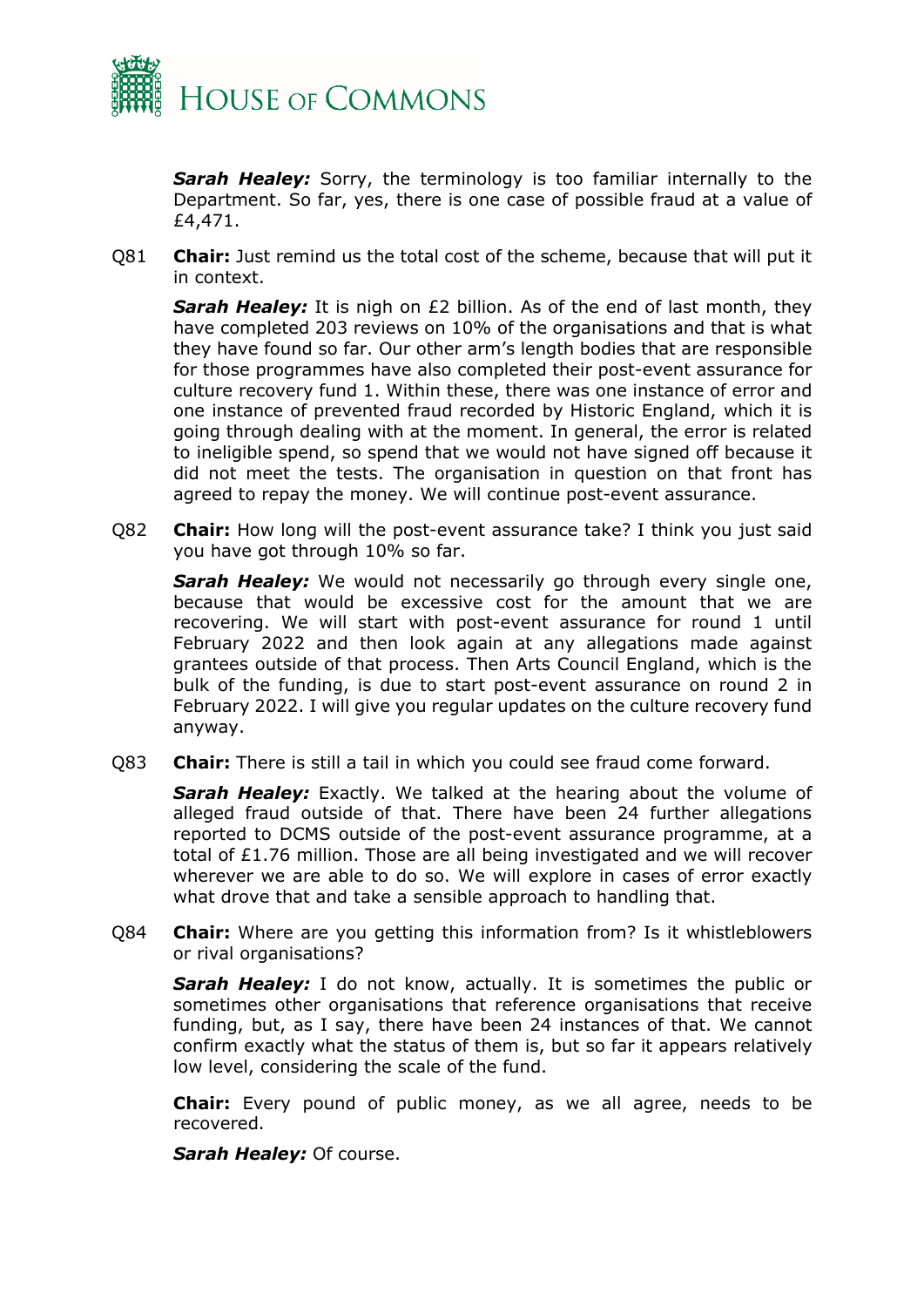***Sarah Healey:*** Sorry, the terminology is too familiar internally to the Department. So far, yes, there is one case of possible fraud at a value of £4,471.

Q81 **Chair:** Just remind us the total cost of the scheme, because that will put it in context.

***Sarah Healey:*** It is nigh on £2 billion. As of the end of last month, they have completed 203 reviews on 10% of the organisations and that is what they have found so far. Our other arm's length bodies that are responsible for those programmes have also completed their post-event assurance for culture recovery fund 1. Within these, there was one instance of error and one instance of prevented fraud recorded by Historic England, which it is going through dealing with at the moment. In general, the error is related to ineligible spend, so spend that we would not have signed off because it did not meet the tests. The organisation in question on that front has agreed to repay the money. We will continue post-event assurance.

Q82 **Chair:** How long will the post-event assurance take? I think you just said you have got through 10% so far.

***Sarah Healey:*** We would not necessarily go through every single one, because that would be excessive cost for the amount that we are recovering. We will start with post-event assurance for round 1 until February 2022 and then look again at any allegations made against grantees outside of that process. Then Arts Council England, which is the bulk of the funding, is due to start post-event assurance on round 2 in February 2022. I will give you regular updates on the culture recovery fund anyway.

Q83 **Chair:** There is still a tail in which you could see fraud come forward.

***Sarah Healey:*** Exactly. We talked at the hearing about the volume of alleged fraud outside of that. There have been 24 further allegations reported to DCMS outside of the post-event assurance programme, at a total of £1.76 million. Those are all being investigated and we will recover wherever we are able to do so. We will explore in cases of error exactly what drove that and take a sensible approach to handling that.

Q84 **Chair:** Where are you getting this information from? Is it whistleblowers or rival organisations?

***Sarah Healey:*** I do not know, actually. It is sometimes the public or sometimes other organisations that reference organisations that receive funding, but, as I say, there have been 24 instances of that. We cannot confirm exactly what the status of them is, but so far it appears relatively low level, considering the scale of the fund.

**Chair:** Every pound of public money, as we all agree, needs to be recovered.

***Sarah Healey:*** Of course.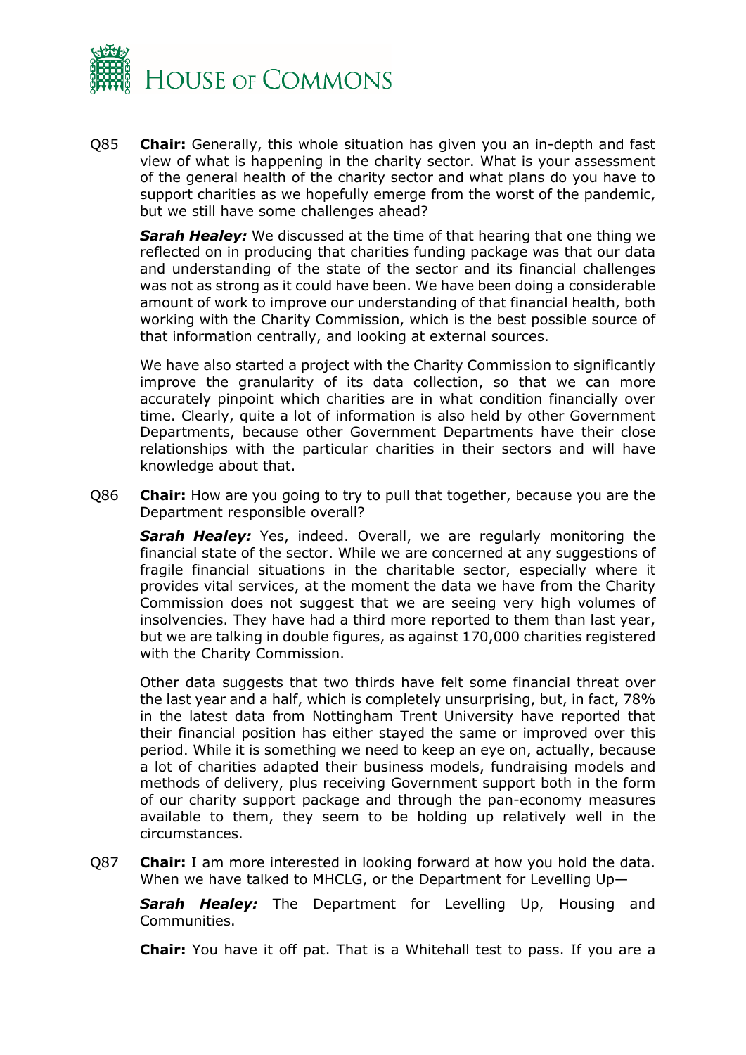Q85 **Chair:** Generally, this whole situation has given you an in-depth and fast view of what is happening in the charity sector. What is your assessment of the general health of the charity sector and what plans do you have to support charities as we hopefully emerge from the worst of the pandemic, but we still have some challenges ahead?

***Sarah Healey:*** We discussed at the time of that hearing that one thing we reflected on in producing that charities funding package was that our data and understanding of the state of the sector and its financial challenges was not as strong as it could have been. We have been doing a considerable amount of work to improve our understanding of that financial health, both working with the Charity Commission, which is the best possible source of that information centrally, and looking at external sources.

We have also started a project with the Charity Commission to significantly improve the granularity of its data collection, so that we can more accurately pinpoint which charities are in what condition financially over time. Clearly, quite a lot of information is also held by other Government Departments, because other Government Departments have their close relationships with the particular charities in their sectors and will have knowledge about that.

Q86 **Chair:** How are you going to try to pull that together, because you are the Department responsible overall?

***Sarah Healey:*** Yes, indeed. Overall, we are regularly monitoring the financial state of the sector. While we are concerned at any suggestions of fragile financial situations in the charitable sector, especially where it provides vital services, at the moment the data we have from the Charity Commission does not suggest that we are seeing very high volumes of insolvencies. They have had a third more reported to them than last year, but we are talking in double figures, as against 170,000 charities registered with the Charity Commission.

Other data suggests that two thirds have felt some financial threat over the last year and a half, which is completely unsurprising, but, in fact, 78% in the latest data from Nottingham Trent University have reported that their financial position has either stayed the same or improved over this period. While it is something we need to keep an eye on, actually, because a lot of charities adapted their business models, fundraising models and methods of delivery, plus receiving Government support both in the form of our charity support package and through the pan-economy measures available to them, they seem to be holding up relatively well in the circumstances.

Q87 **Chair:** I am more interested in looking forward at how you hold the data. When we have talked to MHCLG, or the Department for Levelling Up—

***Sarah Healey:*** The Department for Levelling Up, Housing and Communities.

**Chair:** You have it off pat. That is a Whitehall test to pass. If you are a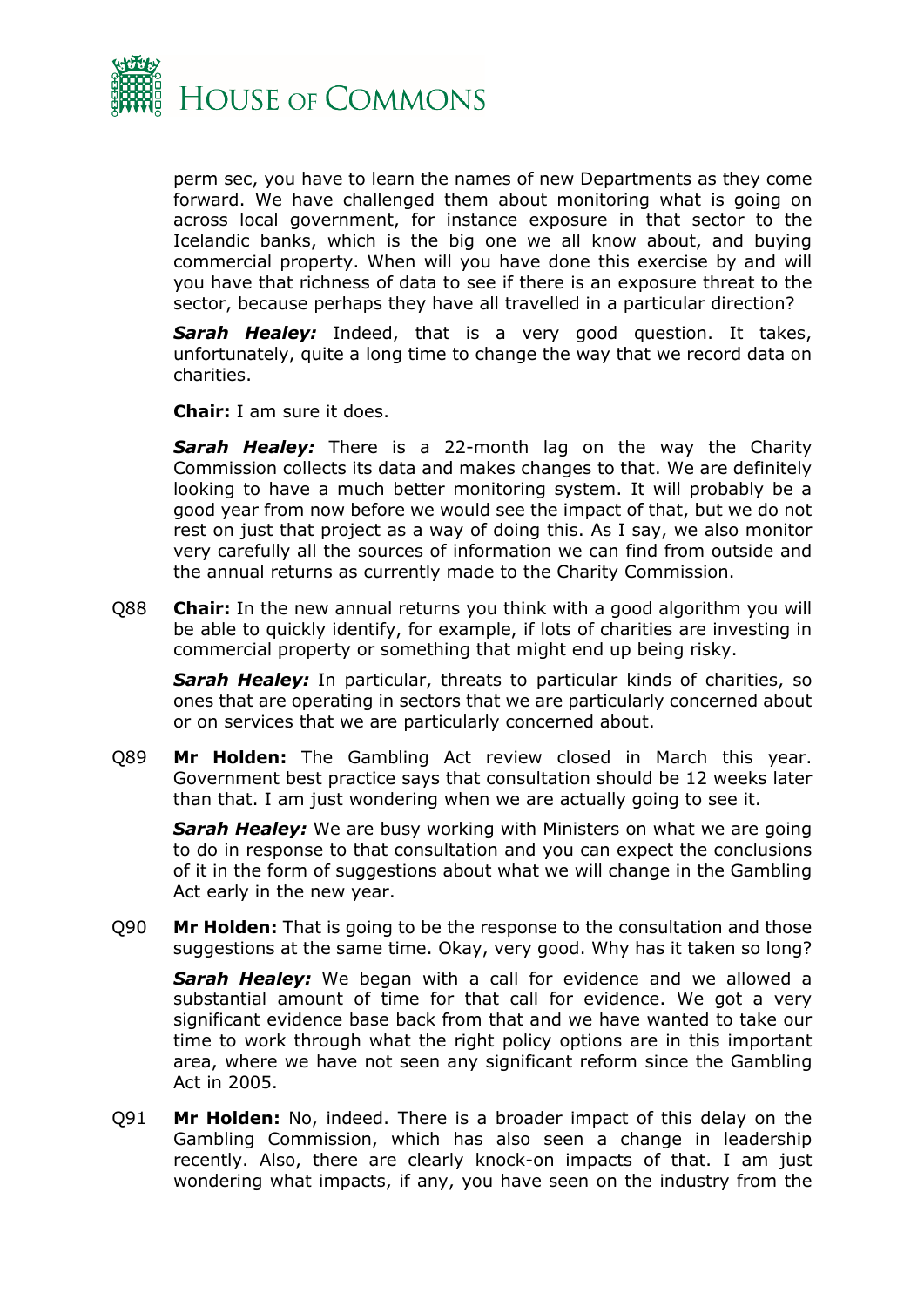perm sec, you have to learn the names of new Departments as they come forward. We have challenged them about monitoring what is going on across local government, for instance exposure in that sector to the Icelandic banks, which is the big one we all know about, and buying commercial property. When will you have done this exercise by and will you have that richness of data to see if there is an exposure threat to the sector, because perhaps they have all travelled in a particular direction?

***Sarah Healey:*** Indeed, that is a very good question. It takes, unfortunately, quite a long time to change the way that we record data on charities.

**Chair:** I am sure it does.

***Sarah Healey:*** There is a 22-month lag on the way the Charity Commission collects its data and makes changes to that. We are definitely looking to have a much better monitoring system. It will probably be a good year from now before we would see the impact of that, but we do not rest on just that project as a way of doing this. As I say, we also monitor very carefully all the sources of information we can find from outside and the annual returns as currently made to the Charity Commission.

Q88 **Chair:** In the new annual returns you think with a good algorithm you will be able to quickly identify, for example, if lots of charities are investing in commercial property or something that might end up being risky.

***Sarah Healey:*** In particular, threats to particular kinds of charities, so ones that are operating in sectors that we are particularly concerned about or on services that we are particularly concerned about.

Q89 **Mr Holden:** The Gambling Act review closed in March this year. Government best practice says that consultation should be 12 weeks later than that. I am just wondering when we are actually going to see it.

***Sarah Healey:*** We are busy working with Ministers on what we are going to do in response to that consultation and you can expect the conclusions of it in the form of suggestions about what we will change in the Gambling Act early in the new year.

Q90 **Mr Holden:** That is going to be the response to the consultation and those suggestions at the same time. Okay, very good. Why has it taken so long?

***Sarah Healey:*** We began with a call for evidence and we allowed a substantial amount of time for that call for evidence. We got a very significant evidence base back from that and we have wanted to take our time to work through what the right policy options are in this important area, where we have not seen any significant reform since the Gambling Act in 2005.

Q91 **Mr Holden:** No, indeed. There is a broader impact of this delay on the Gambling Commission, which has also seen a change in leadership recently. Also, there are clearly knock-on impacts of that. I am just wondering what impacts, if any, you have seen on the industry from the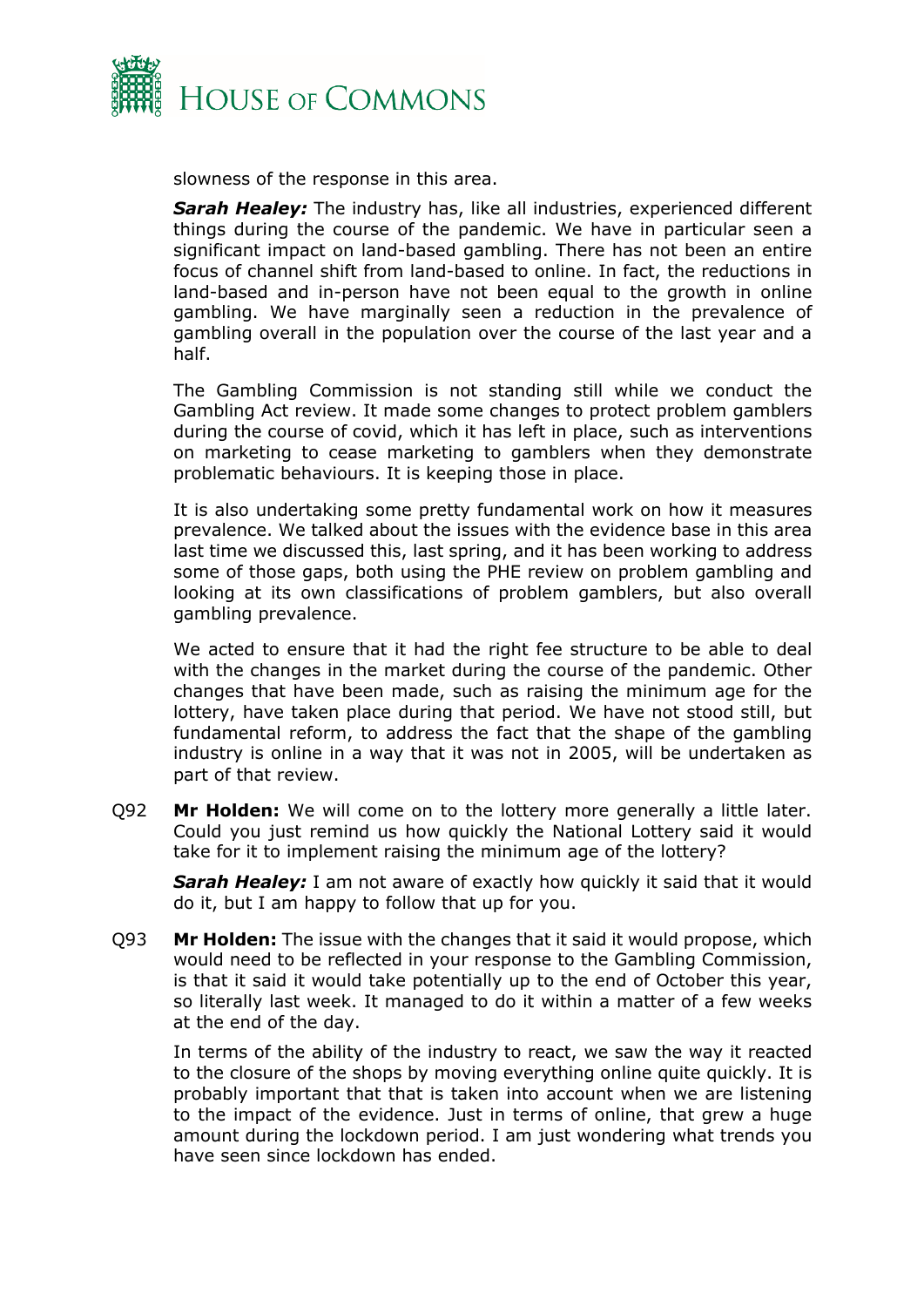slowness of the response in this area.

***Sarah Healey:*** The industry has, like all industries, experienced different things during the course of the pandemic. We have in particular seen a significant impact on land-based gambling. There has not been an entire focus of channel shift from land-based to online. In fact, the reductions in land-based and in-person have not been equal to the growth in online gambling. We have marginally seen a reduction in the prevalence of gambling overall in the population over the course of the last year and a half.

The Gambling Commission is not standing still while we conduct the Gambling Act review. It made some changes to protect problem gamblers during the course of covid, which it has left in place, such as interventions on marketing to cease marketing to gamblers when they demonstrate problematic behaviours. It is keeping those in place.

It is also undertaking some pretty fundamental work on how it measures prevalence. We talked about the issues with the evidence base in this area last time we discussed this, last spring, and it has been working to address some of those gaps, both using the PHE review on problem gambling and looking at its own classifications of problem gamblers, but also overall gambling prevalence.

We acted to ensure that it had the right fee structure to be able to deal with the changes in the market during the course of the pandemic. Other changes that have been made, such as raising the minimum age for the lottery, have taken place during that period. We have not stood still, but fundamental reform, to address the fact that the shape of the gambling industry is online in a way that it was not in 2005, will be undertaken as part of that review.

Q92 **Mr Holden:** We will come on to the lottery more generally a little later. Could you just remind us how quickly the National Lottery said it would take for it to implement raising the minimum age of the lottery?

***Sarah Healey:*** I am not aware of exactly how quickly it said that it would do it, but I am happy to follow that up for you.

Q93 **Mr Holden:** The issue with the changes that it said it would propose, which would need to be reflected in your response to the Gambling Commission, is that it said it would take potentially up to the end of October this year, so literally last week. It managed to do it within a matter of a few weeks at the end of the day.

In terms of the ability of the industry to react, we saw the way it reacted to the closure of the shops by moving everything online quite quickly. It is probably important that that is taken into account when we are listening to the impact of the evidence. Just in terms of online, that grew a huge amount during the lockdown period. I am just wondering what trends you have seen since lockdown has ended.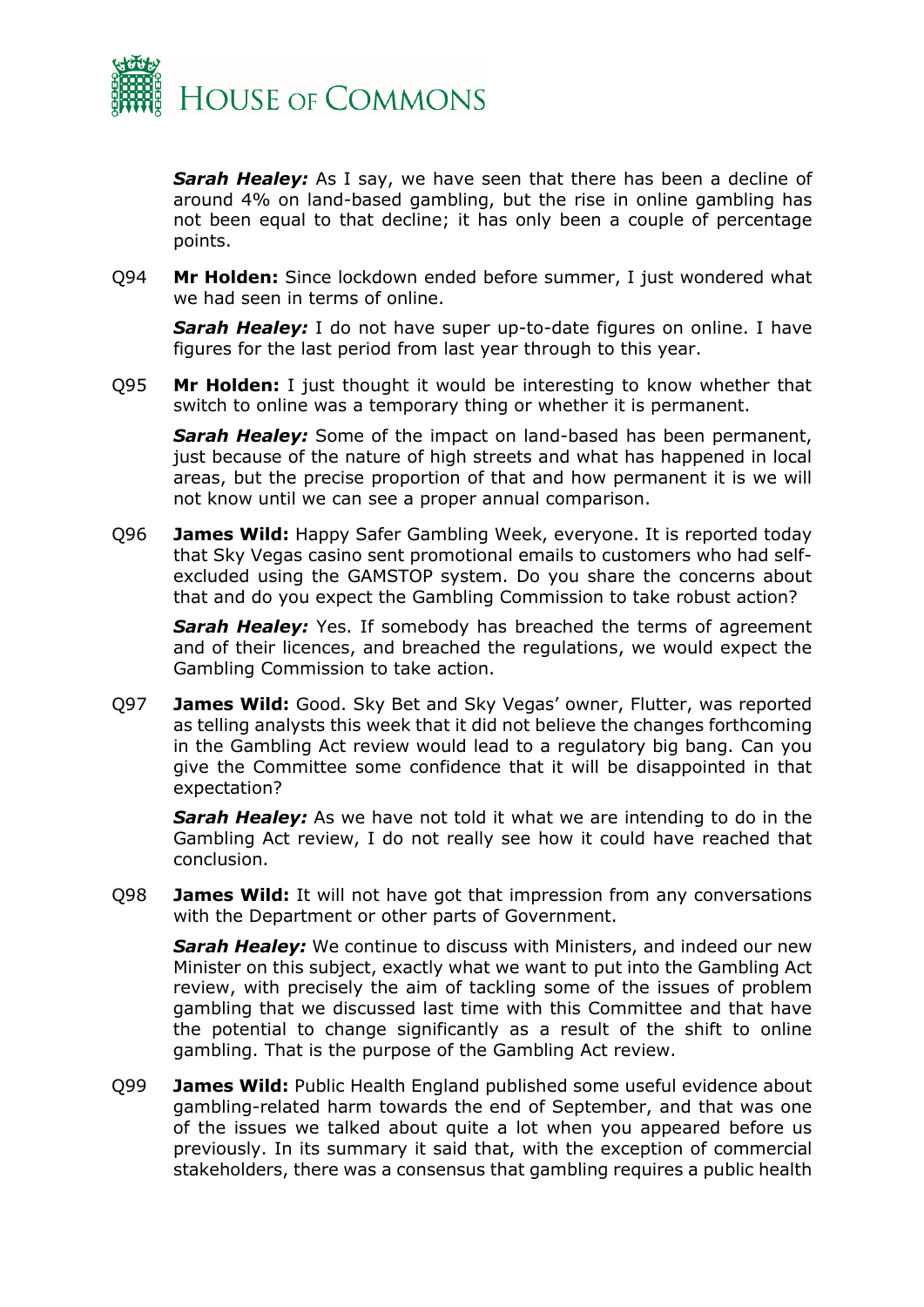***Sarah Healey:*** As I say, we have seen that there has been a decline of around 4% on land-based gambling, but the rise in online gambling has not been equal to that decline; it has only been a couple of percentage points.

Q94 **Mr Holden:** Since lockdown ended before summer, I just wondered what we had seen in terms of online.

***Sarah Healey:*** I do not have super up-to-date figures on online. I have figures for the last period from last year through to this year.

Q95 **Mr Holden:** I just thought it would be interesting to know whether that switch to online was a temporary thing or whether it is permanent.

***Sarah Healey:*** Some of the impact on land-based has been permanent, just because of the nature of high streets and what has happened in local areas, but the precise proportion of that and how permanent it is we will not know until we can see a proper annual comparison.

Q96 **James Wild:** Happy Safer Gambling Week, everyone. It is reported today that Sky Vegas casino sent promotional emails to customers who had self-excluded using the GAMSTOP system. Do you share the concerns about that and do you expect the Gambling Commission to take robust action?

***Sarah Healey:*** Yes. If somebody has breached the terms of agreement and of their licences, and breached the regulations, we would expect the Gambling Commission to take action.

Q97 **James Wild:** Good. Sky Bet and Sky Vegas' owner, Flutter, was reported as telling analysts this week that it did not believe the changes forthcoming in the Gambling Act review would lead to a regulatory big bang. Can you give the Committee some confidence that it will be disappointed in that expectation?

***Sarah Healey:*** As we have not told it what we are intending to do in the Gambling Act review, I do not really see how it could have reached that conclusion.

Q98 **James Wild:** It will not have got that impression from any conversations with the Department or other parts of Government.

***Sarah Healey:*** We continue to discuss with Ministers, and indeed our new Minister on this subject, exactly what we want to put into the Gambling Act review, with precisely the aim of tackling some of the issues of problem gambling that we discussed last time with this Committee and that have the potential to change significantly as a result of the shift to online gambling. That is the purpose of the Gambling Act review.

Q99 **James Wild:** Public Health England published some useful evidence about gambling-related harm towards the end of September, and that was one of the issues we talked about quite a lot when you appeared before us previously. In its summary it said that, with the exception of commercial stakeholders, there was a consensus that gambling requires a public health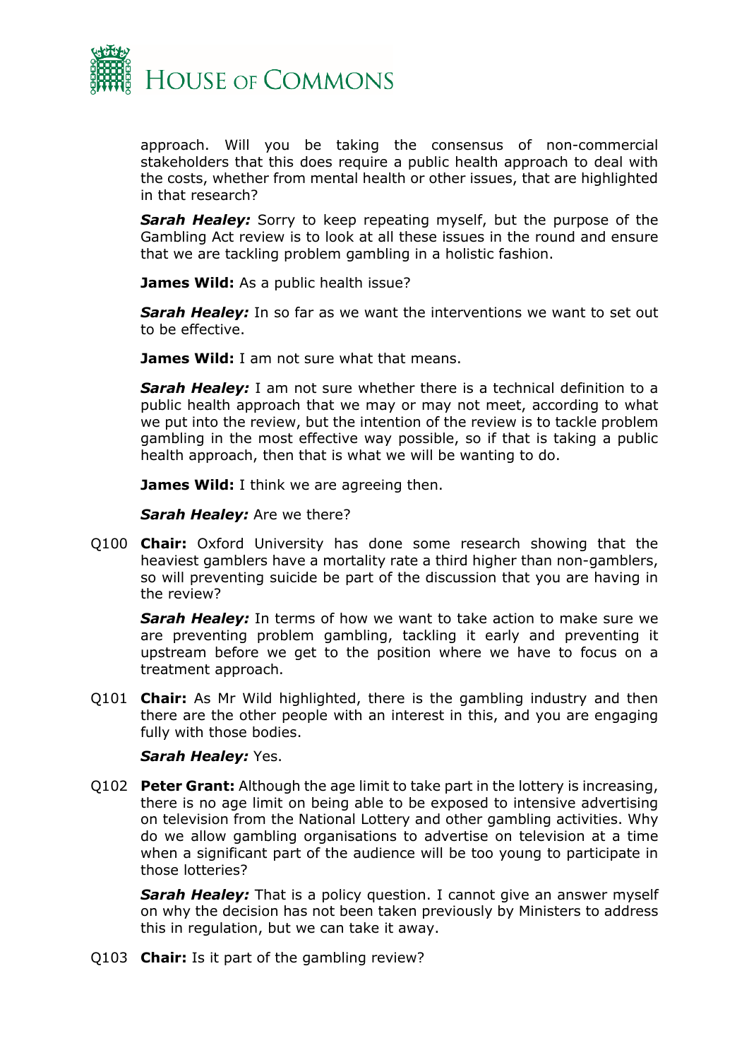approach. Will you be taking the consensus of non-commercial stakeholders that this does require a public health approach to deal with the costs, whether from mental health or other issues, that are highlighted in that research?

***Sarah Healey:*** Sorry to keep repeating myself, but the purpose of the Gambling Act review is to look at all these issues in the round and ensure that we are tackling problem gambling in a holistic fashion.

**James Wild:** As a public health issue?

***Sarah Healey:*** In so far as we want the interventions we want to set out to be effective.

**James Wild:** I am not sure what that means.

***Sarah Healey:*** I am not sure whether there is a technical definition to a public health approach that we may or may not meet, according to what we put into the review, but the intention of the review is to tackle problem gambling in the most effective way possible, so if that is taking a public health approach, then that is what we will be wanting to do.

**James Wild:** I think we are agreeing then.

***Sarah Healey:*** Are we there?

Q100 **Chair:** Oxford University has done some research showing that the heaviest gamblers have a mortality rate a third higher than non-gamblers, so will preventing suicide be part of the discussion that you are having in the review?

***Sarah Healey:*** In terms of how we want to take action to make sure we are preventing problem gambling, tackling it early and preventing it upstream before we get to the position where we have to focus on a treatment approach.

Q101 **Chair:** As Mr Wild highlighted, there is the gambling industry and then there are the other people with an interest in this, and you are engaging fully with those bodies.

***Sarah Healey:*** Yes.

Q102 **Peter Grant:** Although the age limit to take part in the lottery is increasing, there is no age limit on being able to be exposed to intensive advertising on television from the National Lottery and other gambling activities. Why do we allow gambling organisations to advertise on television at a time when a significant part of the audience will be too young to participate in those lotteries?

***Sarah Healey:*** That is a policy question. I cannot give an answer myself on why the decision has not been taken previously by Ministers to address this in regulation, but we can take it away.

Q103 **Chair:** Is it part of the gambling review?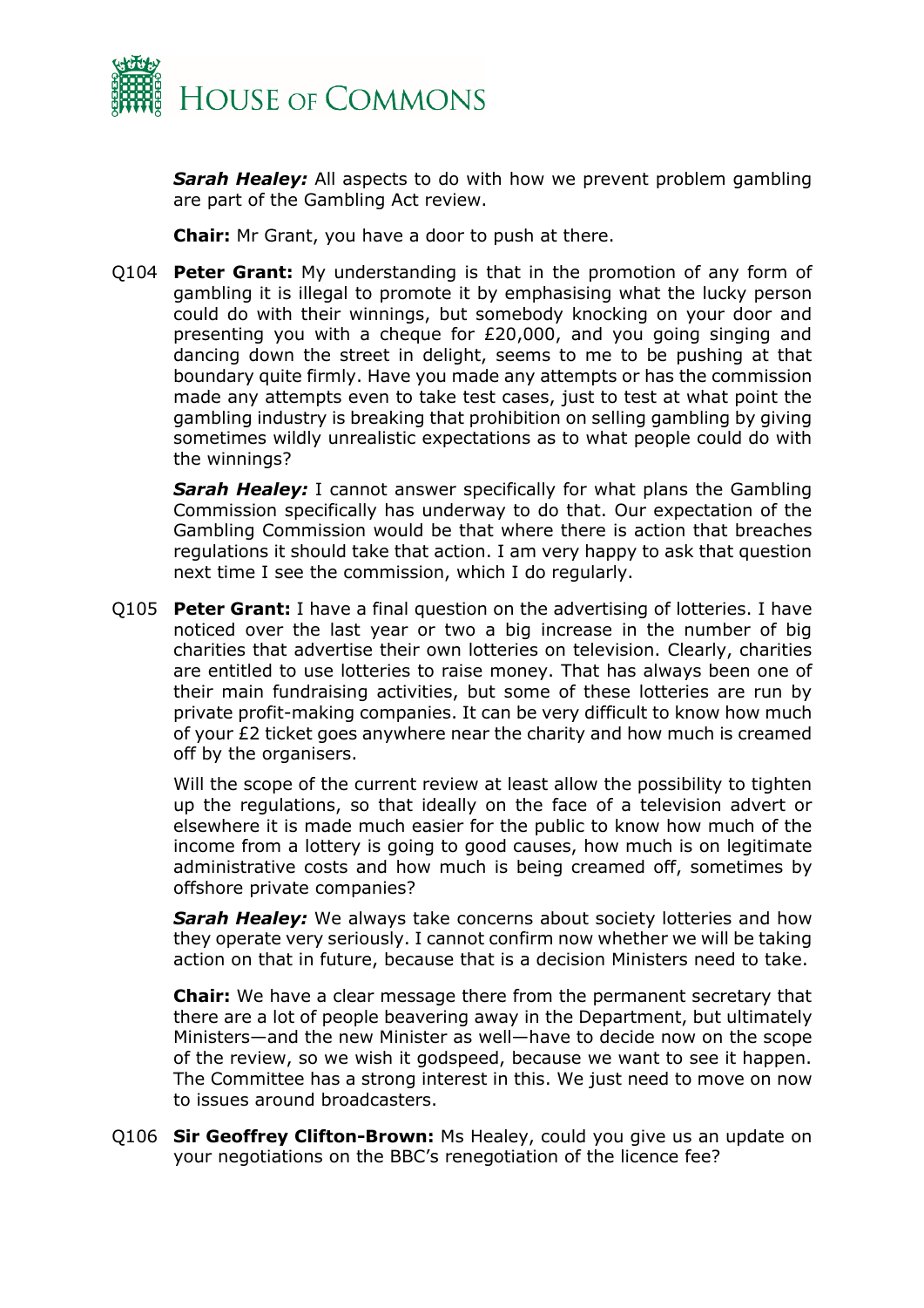***Sarah Healey:*** All aspects to do with how we prevent problem gambling are part of the Gambling Act review.

**Chair:** Mr Grant, you have a door to push at there.

Q104 **Peter Grant:** My understanding is that in the promotion of any form of gambling it is illegal to promote it by emphasising what the lucky person could do with their winnings, but somebody knocking on your door and presenting you with a cheque for £20,000, and you going singing and dancing down the street in delight, seems to me to be pushing at that boundary quite firmly. Have you made any attempts or has the commission made any attempts even to take test cases, just to test at what point the gambling industry is breaking that prohibition on selling gambling by giving sometimes wildly unrealistic expectations as to what people could do with the winnings?

***Sarah Healey:*** I cannot answer specifically for what plans the Gambling Commission specifically has underway to do that. Our expectation of the Gambling Commission would be that where there is action that breaches regulations it should take that action. I am very happy to ask that question next time I see the commission, which I do regularly.

Q105 **Peter Grant:** I have a final question on the advertising of lotteries. I have noticed over the last year or two a big increase in the number of big charities that advertise their own lotteries on television. Clearly, charities are entitled to use lotteries to raise money. That has always been one of their main fundraising activities, but some of these lotteries are run by private profit-making companies. It can be very difficult to know how much of your £2 ticket goes anywhere near the charity and how much is creamed off by the organisers.

Will the scope of the current review at least allow the possibility to tighten up the regulations, so that ideally on the face of a television advert or elsewhere it is made much easier for the public to know how much of the income from a lottery is going to good causes, how much is on legitimate administrative costs and how much is being creamed off, sometimes by offshore private companies?

***Sarah Healey:*** We always take concerns about society lotteries and how they operate very seriously. I cannot confirm now whether we will be taking action on that in future, because that is a decision Ministers need to take.

**Chair:** We have a clear message there from the permanent secretary that there are a lot of people beavering away in the Department, but ultimately Ministers—and the new Minister as well—have to decide now on the scope of the review, so we wish it godspeed, because we want to see it happen. The Committee has a strong interest in this. We just need to move on now to issues around broadcasters.

Q106 **Sir Geoffrey Clifton-Brown:** Ms Healey, could you give us an update on your negotiations on the BBC's renegotiation of the licence fee?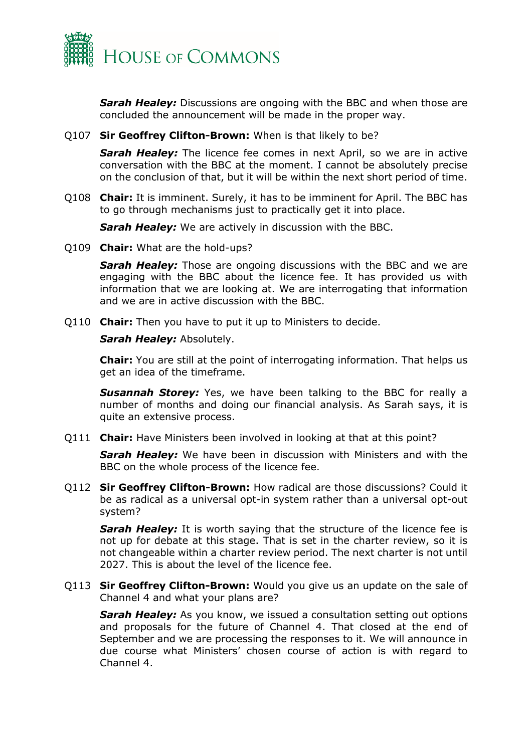***Sarah Healey:*** Discussions are ongoing with the BBC and when those are concluded the announcement will be made in the proper way.

Q107 **Sir Geoffrey Clifton-Brown:** When is that likely to be?

***Sarah Healey:*** The licence fee comes in next April, so we are in active conversation with the BBC at the moment. I cannot be absolutely precise on the conclusion of that, but it will be within the next short period of time.

Q108 **Chair:** It is imminent. Surely, it has to be imminent for April. The BBC has to go through mechanisms just to practically get it into place.

***Sarah Healey:*** We are actively in discussion with the BBC.

Q109 **Chair:** What are the hold-ups?

***Sarah Healey:*** Those are ongoing discussions with the BBC and we are engaging with the BBC about the licence fee. It has provided us with information that we are looking at. We are interrogating that information and we are in active discussion with the BBC.

Q110 **Chair:** Then you have to put it up to Ministers to decide.

***Sarah Healey:*** Absolutely.

**Chair:** You are still at the point of interrogating information. That helps us get an idea of the timeframe.

***Susannah Storey:*** Yes, we have been talking to the BBC for really a number of months and doing our financial analysis. As Sarah says, it is quite an extensive process.

Q111 **Chair:** Have Ministers been involved in looking at that at this point?

***Sarah Healey:*** We have been in discussion with Ministers and with the BBC on the whole process of the licence fee.

Q112 **Sir Geoffrey Clifton-Brown:** How radical are those discussions? Could it be as radical as a universal opt-in system rather than a universal opt-out system?

***Sarah Healey:*** It is worth saying that the structure of the licence fee is not up for debate at this stage. That is set in the charter review, so it is not changeable within a charter review period. The next charter is not until 2027. This is about the level of the licence fee.

Q113 **Sir Geoffrey Clifton-Brown:** Would you give us an update on the sale of Channel 4 and what your plans are?

***Sarah Healey:*** As you know, we issued a consultation setting out options and proposals for the future of Channel 4. That closed at the end of September and we are processing the responses to it. We will announce in due course what Ministers' chosen course of action is with regard to Channel 4.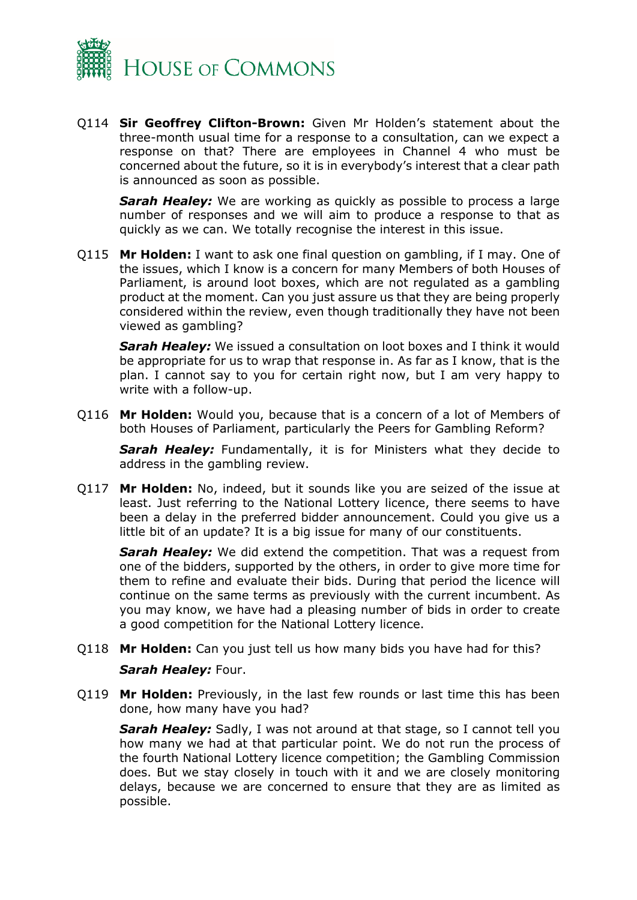Q114 **Sir Geoffrey Clifton-Brown:** Given Mr Holden's statement about the three-month usual time for a response to a consultation, can we expect a response on that? There are employees in Channel 4 who must be concerned about the future, so it is in everybody's interest that a clear path is announced as soon as possible.

***Sarah Healey:*** We are working as quickly as possible to process a large number of responses and we will aim to produce a response to that as quickly as we can. We totally recognise the interest in this issue.

Q115 **Mr Holden:** I want to ask one final question on gambling, if I may. One of the issues, which I know is a concern for many Members of both Houses of Parliament, is around loot boxes, which are not regulated as a gambling product at the moment. Can you just assure us that they are being properly considered within the review, even though traditionally they have not been viewed as gambling?

***Sarah Healey:*** We issued a consultation on loot boxes and I think it would be appropriate for us to wrap that response in. As far as I know, that is the plan. I cannot say to you for certain right now, but I am very happy to write with a follow-up.

Q116 **Mr Holden:** Would you, because that is a concern of a lot of Members of both Houses of Parliament, particularly the Peers for Gambling Reform?

***Sarah Healey:*** Fundamentally, it is for Ministers what they decide to address in the gambling review.

Q117 **Mr Holden:** No, indeed, but it sounds like you are seized of the issue at least. Just referring to the National Lottery licence, there seems to have been a delay in the preferred bidder announcement. Could you give us a little bit of an update? It is a big issue for many of our constituents.

***Sarah Healey:*** We did extend the competition. That was a request from one of the bidders, supported by the others, in order to give more time for them to refine and evaluate their bids. During that period the licence will continue on the same terms as previously with the current incumbent. As you may know, we have had a pleasing number of bids in order to create a good competition for the National Lottery licence.

Q118 **Mr Holden:** Can you just tell us how many bids you have had for this?

***Sarah Healey:*** Four.

Q119 **Mr Holden:** Previously, in the last few rounds or last time this has been done, how many have you had?

***Sarah Healey:*** Sadly, I was not around at that stage, so I cannot tell you how many we had at that particular point. We do not run the process of the fourth National Lottery licence competition; the Gambling Commission does. But we stay closely in touch with it and we are closely monitoring delays, because we are concerned to ensure that they are as limited as possible.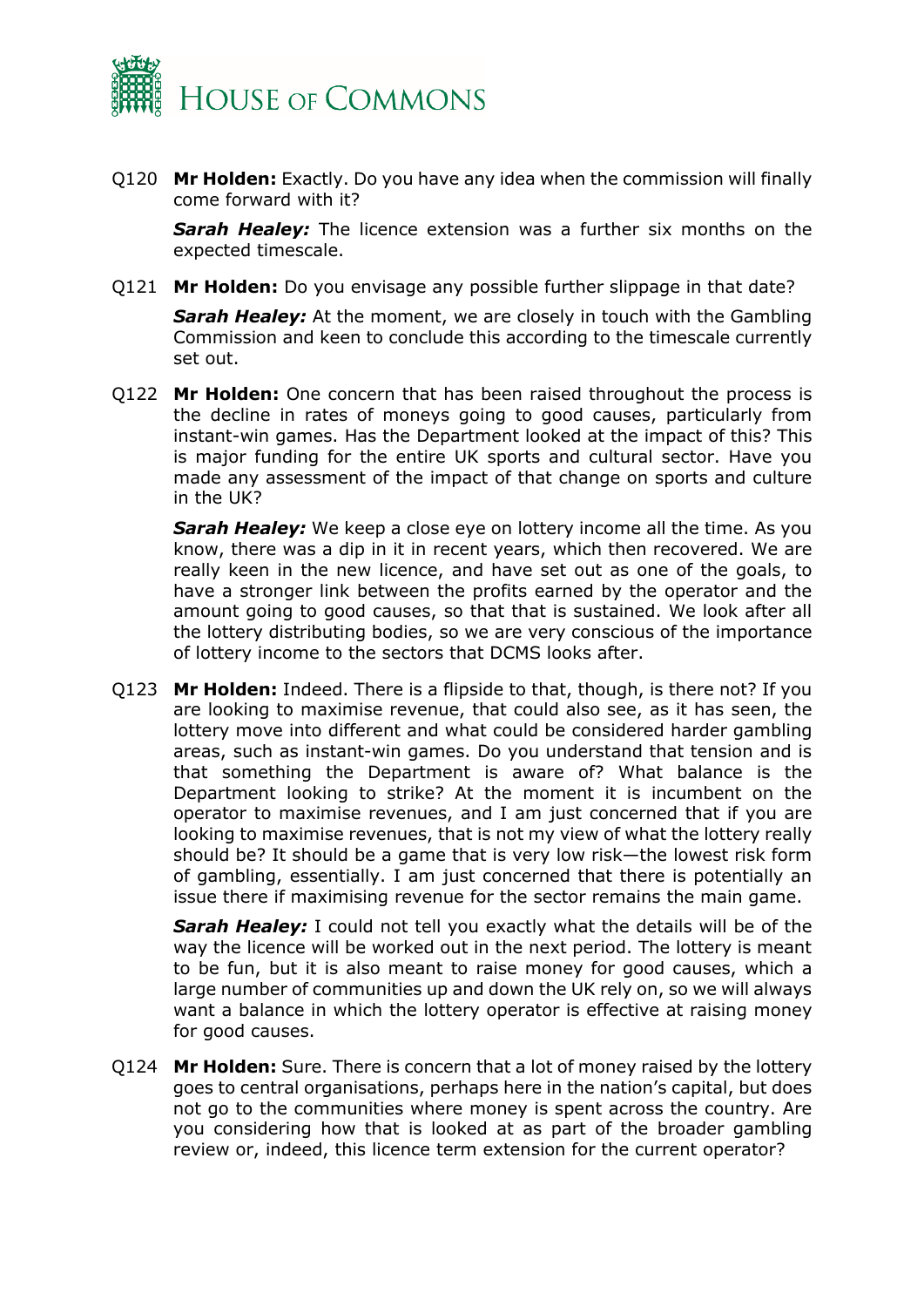Q120 **Mr Holden:** Exactly. Do you have any idea when the commission will finally come forward with it?

***Sarah Healey:*** The licence extension was a further six months on the expected timescale.

Q121 **Mr Holden:** Do you envisage any possible further slippage in that date?

***Sarah Healey:*** At the moment, we are closely in touch with the Gambling Commission and keen to conclude this according to the timescale currently set out.

Q122 **Mr Holden:** One concern that has been raised throughout the process is the decline in rates of moneys going to good causes, particularly from instant-win games. Has the Department looked at the impact of this? This is major funding for the entire UK sports and cultural sector. Have you made any assessment of the impact of that change on sports and culture in the UK?

***Sarah Healey:*** We keep a close eye on lottery income all the time. As you know, there was a dip in it in recent years, which then recovered. We are really keen in the new licence, and have set out as one of the goals, to have a stronger link between the profits earned by the operator and the amount going to good causes, so that that is sustained. We look after all the lottery distributing bodies, so we are very conscious of the importance of lottery income to the sectors that DCMS looks after.

Q123 **Mr Holden:** Indeed. There is a flipside to that, though, is there not? If you are looking to maximise revenue, that could also see, as it has seen, the lottery move into different and what could be considered harder gambling areas, such as instant-win games. Do you understand that tension and is that something the Department is aware of? What balance is the Department looking to strike? At the moment it is incumbent on the operator to maximise revenues, and I am just concerned that if you are looking to maximise revenues, that is not my view of what the lottery really should be? It should be a game that is very low risk—the lowest risk form of gambling, essentially. I am just concerned that there is potentially an issue there if maximising revenue for the sector remains the main game.

***Sarah Healey:*** I could not tell you exactly what the details will be of the way the licence will be worked out in the next period. The lottery is meant to be fun, but it is also meant to raise money for good causes, which a large number of communities up and down the UK rely on, so we will always want a balance in which the lottery operator is effective at raising money for good causes.

Q124 **Mr Holden:** Sure. There is concern that a lot of money raised by the lottery goes to central organisations, perhaps here in the nation's capital, but does not go to the communities where money is spent across the country. Are you considering how that is looked at as part of the broader gambling review or, indeed, this licence term extension for the current operator?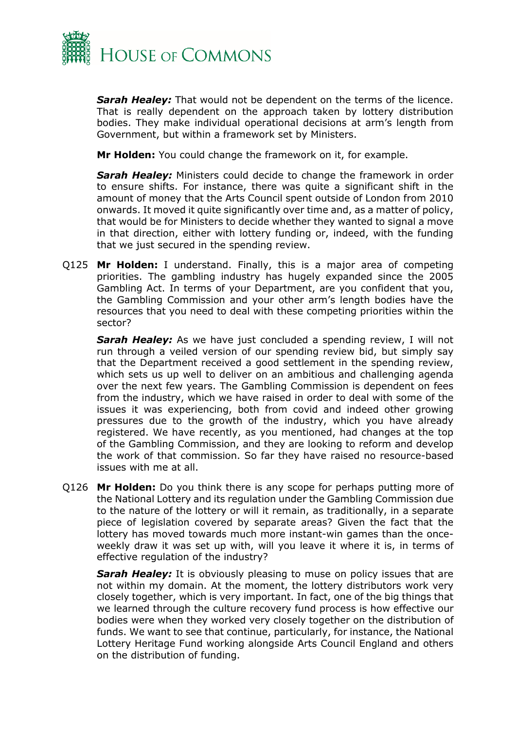***Sarah Healey:*** That would not be dependent on the terms of the licence. That is really dependent on the approach taken by lottery distribution bodies. They make individual operational decisions at arm's length from Government, but within a framework set by Ministers.

**Mr Holden:** You could change the framework on it, for example.

***Sarah Healey:*** Ministers could decide to change the framework in order to ensure shifts. For instance, there was quite a significant shift in the amount of money that the Arts Council spent outside of London from 2010 onwards. It moved it quite significantly over time and, as a matter of policy, that would be for Ministers to decide whether they wanted to signal a move in that direction, either with lottery funding or, indeed, with the funding that we just secured in the spending review.

Q125 **Mr Holden:** I understand. Finally, this is a major area of competing priorities. The gambling industry has hugely expanded since the 2005 Gambling Act. In terms of your Department, are you confident that you, the Gambling Commission and your other arm's length bodies have the resources that you need to deal with these competing priorities within the sector?

***Sarah Healey:*** As we have just concluded a spending review, I will not run through a veiled version of our spending review bid, but simply say that the Department received a good settlement in the spending review, which sets us up well to deliver on an ambitious and challenging agenda over the next few years. The Gambling Commission is dependent on fees from the industry, which we have raised in order to deal with some of the issues it was experiencing, both from covid and indeed other growing pressures due to the growth of the industry, which you have already registered. We have recently, as you mentioned, had changes at the top of the Gambling Commission, and they are looking to reform and develop the work of that commission. So far they have raised no resource-based issues with me at all.

Q126 **Mr Holden:** Do you think there is any scope for perhaps putting more of the National Lottery and its regulation under the Gambling Commission due to the nature of the lottery or will it remain, as traditionally, in a separate piece of legislation covered by separate areas? Given the fact that the lottery has moved towards much more instant-win games than the once-weekly draw it was set up with, will you leave it where it is, in terms of effective regulation of the industry?

***Sarah Healey:*** It is obviously pleasing to muse on policy issues that are not within my domain. At the moment, the lottery distributors work very closely together, which is very important. In fact, one of the big things that we learned through the culture recovery fund process is how effective our bodies were when they worked very closely together on the distribution of funds. We want to see that continue, particularly, for instance, the National Lottery Heritage Fund working alongside Arts Council England and others on the distribution of funding.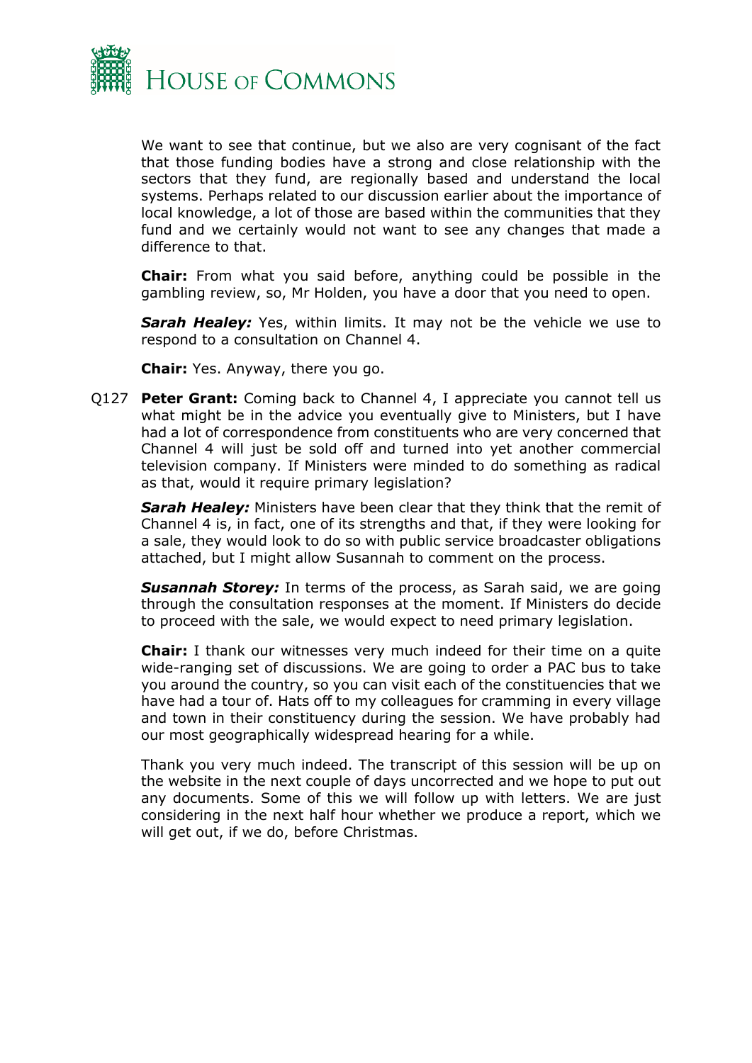We want to see that continue, but we also are very cognisant of the fact that those funding bodies have a strong and close relationship with the sectors that they fund, are regionally based and understand the local systems. Perhaps related to our discussion earlier about the importance of local knowledge, a lot of those are based within the communities that they fund and we certainly would not want to see any changes that made a difference to that.

**Chair:** From what you said before, anything could be possible in the gambling review, so, Mr Holden, you have a door that you need to open.

***Sarah Healey:*** Yes, within limits. It may not be the vehicle we use to respond to a consultation on Channel 4.

**Chair:** Yes. Anyway, there you go.

Q127 **Peter Grant:** Coming back to Channel 4, I appreciate you cannot tell us what might be in the advice you eventually give to Ministers, but I have had a lot of correspondence from constituents who are very concerned that Channel 4 will just be sold off and turned into yet another commercial television company. If Ministers were minded to do something as radical as that, would it require primary legislation?

***Sarah Healey:*** Ministers have been clear that they think that the remit of Channel 4 is, in fact, one of its strengths and that, if they were looking for a sale, they would look to do so with public service broadcaster obligations attached, but I might allow Susannah to comment on the process.

***Susannah Storey:*** In terms of the process, as Sarah said, we are going through the consultation responses at the moment. If Ministers do decide to proceed with the sale, we would expect to need primary legislation.

**Chair:** I thank our witnesses very much indeed for their time on a quite wide-ranging set of discussions. We are going to order a PAC bus to take you around the country, so you can visit each of the constituencies that we have had a tour of. Hats off to my colleagues for cramming in every village and town in their constituency during the session. We have probably had our most geographically widespread hearing for a while.

Thank you very much indeed. The transcript of this session will be up on the website in the next couple of days uncorrected and we hope to put out any documents. Some of this we will follow up with letters. We are just considering in the next half hour whether we produce a report, which we will get out, if we do, before Christmas.